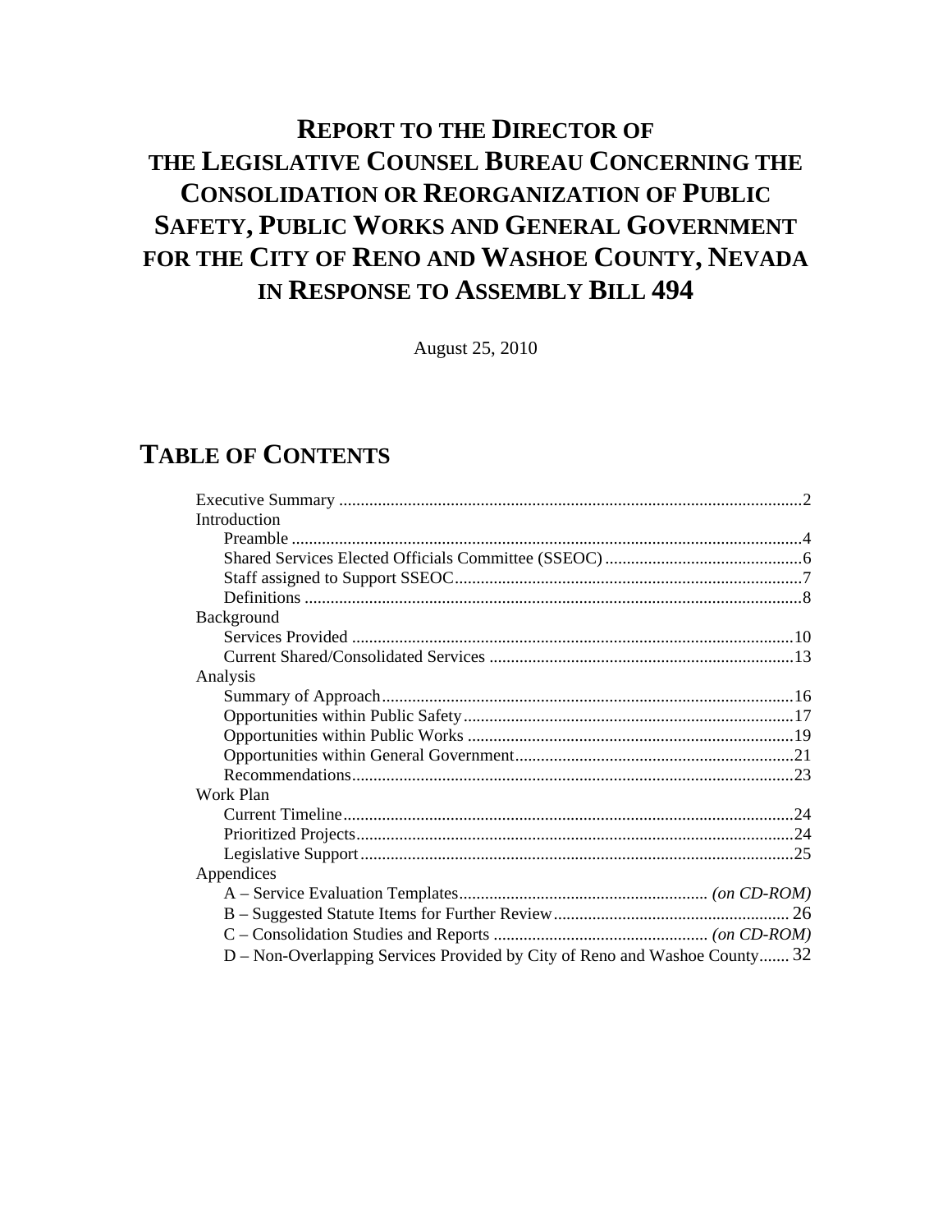# REPORT TO THE DIRECTOR OF THE LEGISLATIVE COUNSEL BUREAU CONCERNING THE CONSOLIDATION OR REORGANIZATION OF PUBLIC SAFETY, PUBLIC WORKS AND GENERAL GOVERNMENT FOR THE CITY OF RENO AND WASHOE COUNTY, NEVADA IN RESPONSE TO ASSEMBLY BILL 494

August 25, 2010

## TABLE OF CONTENTS

- Executive Summary ..... 2
- Introduction
  - Preamble ..... 4
  - Shared Services Elected Officials Committee (SSEOC) ..... 6
  - Staff assigned to Support SSEOC ..... 7
  - Definitions ..... 8
- Background
  - Services Provided ..... 10
  - Current Shared/Consolidated Services ..... 13
- Analysis
  - Summary of Approach ..... 16
  - Opportunities within Public Safety ..... 17
  - Opportunities within Public Works ..... 19
  - Opportunities within General Government ..... 21
  - Recommendations ..... 23
- Work Plan
  - Current Timeline ..... 24
  - Prioritized Projects ..... 24
  - Legislative Support ..... 25
- Appendices
  - A – Service Evaluation Templates ..... *(on CD-ROM)*
  - B – Suggested Statute Items for Further Review ..... 26
  - C – Consolidation Studies and Reports ..... *(on CD-ROM)*
  - D – Non-Overlapping Services Provided by City of Reno and Washoe County ..... 32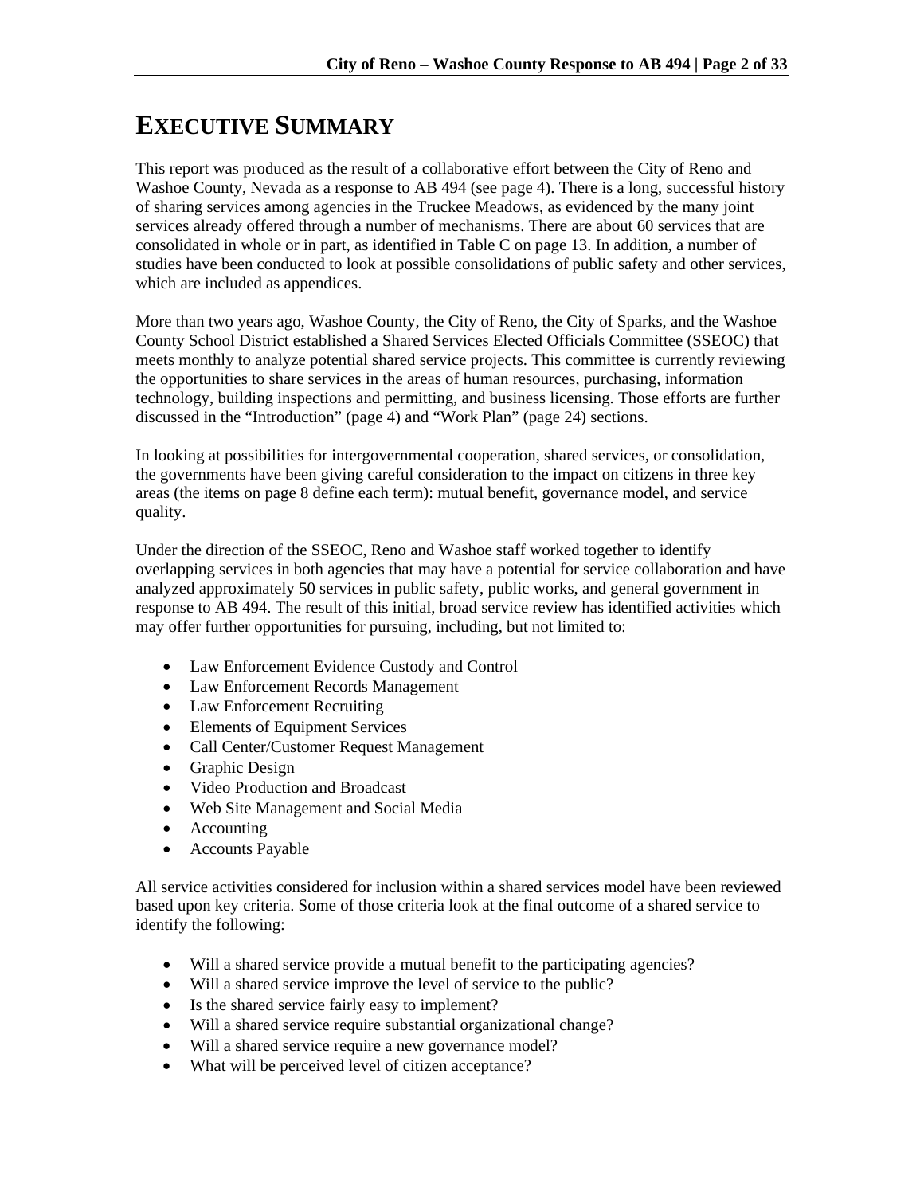# EXECUTIVE SUMMARY

This report was produced as the result of a collaborative effort between the City of Reno and Washoe County, Nevada as a response to AB 494 (see page 4). There is a long, successful history of sharing services among agencies in the Truckee Meadows, as evidenced by the many joint services already offered through a number of mechanisms. There are about 60 services that are consolidated in whole or in part, as identified in Table C on page 13. In addition, a number of studies have been conducted to look at possible consolidations of public safety and other services, which are included as appendices.

More than two years ago, Washoe County, the City of Reno, the City of Sparks, and the Washoe County School District established a Shared Services Elected Officials Committee (SSEOC) that meets monthly to analyze potential shared service projects. This committee is currently reviewing the opportunities to share services in the areas of human resources, purchasing, information technology, building inspections and permitting, and business licensing. Those efforts are further discussed in the "Introduction" (page 4) and "Work Plan" (page 24) sections.

In looking at possibilities for intergovernmental cooperation, shared services, or consolidation, the governments have been giving careful consideration to the impact on citizens in three key areas (the items on page 8 define each term): mutual benefit, governance model, and service quality.

Under the direction of the SSEOC, Reno and Washoe staff worked together to identify overlapping services in both agencies that may have a potential for service collaboration and have analyzed approximately 50 services in public safety, public works, and general government in response to AB 494. The result of this initial, broad service review has identified activities which may offer further opportunities for pursuing, including, but not limited to:

- Law Enforcement Evidence Custody and Control
- Law Enforcement Records Management
- Law Enforcement Recruiting
- Elements of Equipment Services
- Call Center/Customer Request Management
- Graphic Design
- Video Production and Broadcast
- Web Site Management and Social Media
- Accounting
- Accounts Payable

All service activities considered for inclusion within a shared services model have been reviewed based upon key criteria. Some of those criteria look at the final outcome of a shared service to identify the following:

- Will a shared service provide a mutual benefit to the participating agencies?
- Will a shared service improve the level of service to the public?
- Is the shared service fairly easy to implement?
- Will a shared service require substantial organizational change?
- Will a shared service require a new governance model?
- What will be perceived level of citizen acceptance?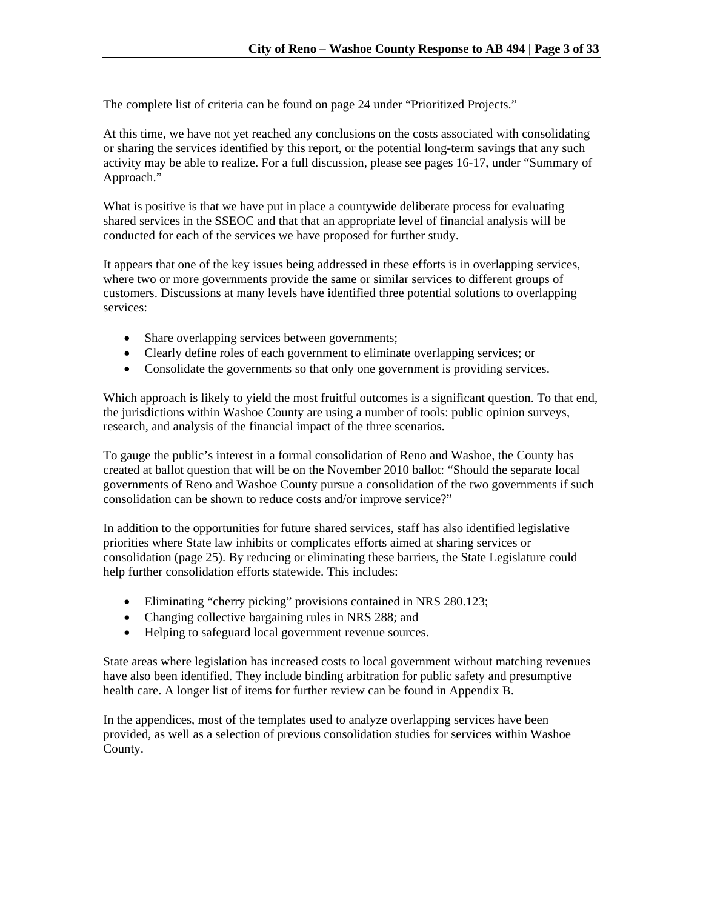The complete list of criteria can be found on page 24 under "Prioritized Projects."

At this time, we have not yet reached any conclusions on the costs associated with consolidating or sharing the services identified by this report, or the potential long-term savings that any such activity may be able to realize. For a full discussion, please see pages 16-17, under "Summary of Approach."

What is positive is that we have put in place a countywide deliberate process for evaluating shared services in the SSEOC and that that an appropriate level of financial analysis will be conducted for each of the services we have proposed for further study.

It appears that one of the key issues being addressed in these efforts is in overlapping services, where two or more governments provide the same or similar services to different groups of customers. Discussions at many levels have identified three potential solutions to overlapping services:

- Share overlapping services between governments;
- Clearly define roles of each government to eliminate overlapping services; or
- Consolidate the governments so that only one government is providing services.

Which approach is likely to yield the most fruitful outcomes is a significant question. To that end, the jurisdictions within Washoe County are using a number of tools: public opinion surveys, research, and analysis of the financial impact of the three scenarios.

To gauge the public's interest in a formal consolidation of Reno and Washoe, the County has created at ballot question that will be on the November 2010 ballot: "Should the separate local governments of Reno and Washoe County pursue a consolidation of the two governments if such consolidation can be shown to reduce costs and/or improve service?"

In addition to the opportunities for future shared services, staff has also identified legislative priorities where State law inhibits or complicates efforts aimed at sharing services or consolidation (page 25). By reducing or eliminating these barriers, the State Legislature could help further consolidation efforts statewide. This includes:

- Eliminating "cherry picking" provisions contained in NRS 280.123;
- Changing collective bargaining rules in NRS 288; and
- Helping to safeguard local government revenue sources.

State areas where legislation has increased costs to local government without matching revenues have also been identified. They include binding arbitration for public safety and presumptive health care. A longer list of items for further review can be found in Appendix B.

In the appendices, most of the templates used to analyze overlapping services have been provided, as well as a selection of previous consolidation studies for services within Washoe County.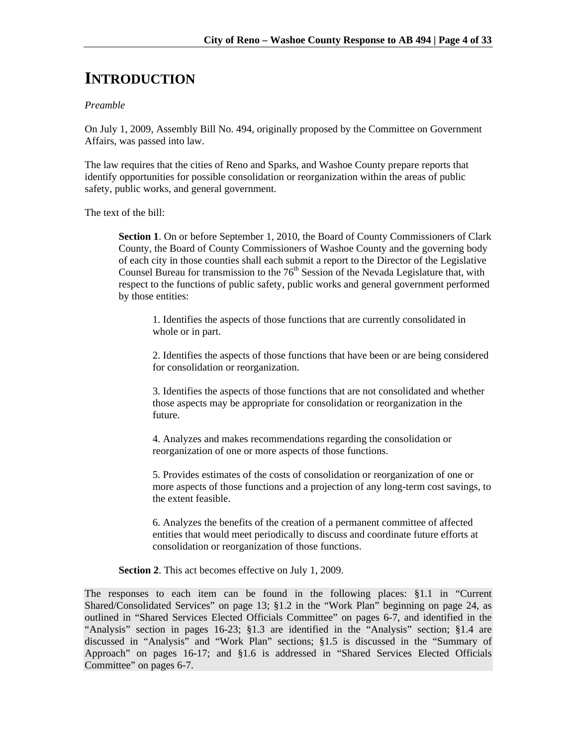# INTRODUCTION

*Preamble*

On July 1, 2009, Assembly Bill No. 494, originally proposed by the Committee on Government Affairs, was passed into law.

The law requires that the cities of Reno and Sparks, and Washoe County prepare reports that identify opportunities for possible consolidation or reorganization within the areas of public safety, public works, and general government.

The text of the bill:

> **Section 1**. On or before September 1, 2010, the Board of County Commissioners of Clark County, the Board of County Commissioners of Washoe County and the governing body of each city in those counties shall each submit a report to the Director of the Legislative Counsel Bureau for transmission to the 76th Session of the Nevada Legislature that, with respect to the functions of public safety, public works and general government performed by those entities:
>
> > 1. Identifies the aspects of those functions that are currently consolidated in whole or in part.
> >
> > 2. Identifies the aspects of those functions that have been or are being considered for consolidation or reorganization.
> >
> > 3. Identifies the aspects of those functions that are not consolidated and whether those aspects may be appropriate for consolidation or reorganization in the future.
> >
> > 4. Analyzes and makes recommendations regarding the consolidation or reorganization of one or more aspects of those functions.
> >
> > 5. Provides estimates of the costs of consolidation or reorganization of one or more aspects of those functions and a projection of any long-term cost savings, to the extent feasible.
> >
> > 6. Analyzes the benefits of the creation of a permanent committee of affected entities that would meet periodically to discuss and coordinate future efforts at consolidation or reorganization of those functions.
>
> **Section 2**. This act becomes effective on July 1, 2009.

The responses to each item can be found in the following places: §1.1 in "Current Shared/Consolidated Services" on page 13; §1.2 in the "Work Plan" beginning on page 24, as outlined in "Shared Services Elected Officials Committee" on pages 6-7, and identified in the "Analysis" section in pages 16-23; §1.3 are identified in the "Analysis" section; §1.4 are discussed in "Analysis" and "Work Plan" sections; §1.5 is discussed in the "Summary of Approach" on pages 16-17; and §1.6 is addressed in "Shared Services Elected Officials Committee" on pages 6-7.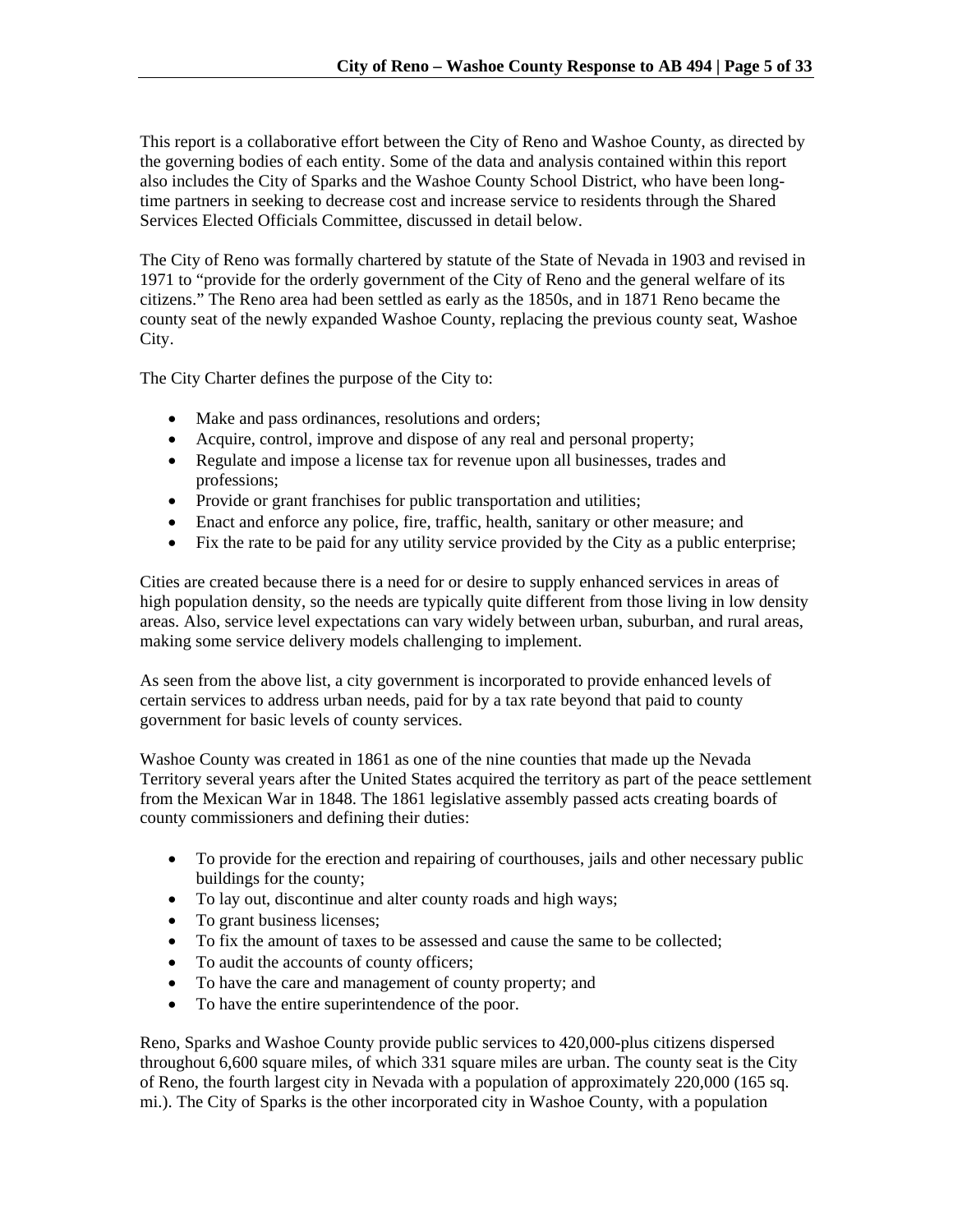This report is a collaborative effort between the City of Reno and Washoe County, as directed by the governing bodies of each entity. Some of the data and analysis contained within this report also includes the City of Sparks and the Washoe County School District, who have been long-time partners in seeking to decrease cost and increase service to residents through the Shared Services Elected Officials Committee, discussed in detail below.

The City of Reno was formally chartered by statute of the State of Nevada in 1903 and revised in 1971 to "provide for the orderly government of the City of Reno and the general welfare of its citizens." The Reno area had been settled as early as the 1850s, and in 1871 Reno became the county seat of the newly expanded Washoe County, replacing the previous county seat, Washoe City.

The City Charter defines the purpose of the City to:

- Make and pass ordinances, resolutions and orders;
- Acquire, control, improve and dispose of any real and personal property;
- Regulate and impose a license tax for revenue upon all businesses, trades and professions;
- Provide or grant franchises for public transportation and utilities;
- Enact and enforce any police, fire, traffic, health, sanitary or other measure; and
- Fix the rate to be paid for any utility service provided by the City as a public enterprise;

Cities are created because there is a need for or desire to supply enhanced services in areas of high population density, so the needs are typically quite different from those living in low density areas. Also, service level expectations can vary widely between urban, suburban, and rural areas, making some service delivery models challenging to implement.

As seen from the above list, a city government is incorporated to provide enhanced levels of certain services to address urban needs, paid for by a tax rate beyond that paid to county government for basic levels of county services.

Washoe County was created in 1861 as one of the nine counties that made up the Nevada Territory several years after the United States acquired the territory as part of the peace settlement from the Mexican War in 1848. The 1861 legislative assembly passed acts creating boards of county commissioners and defining their duties:

- To provide for the erection and repairing of courthouses, jails and other necessary public buildings for the county;
- To lay out, discontinue and alter county roads and high ways;
- To grant business licenses;
- To fix the amount of taxes to be assessed and cause the same to be collected;
- To audit the accounts of county officers;
- To have the care and management of county property; and
- To have the entire superintendence of the poor.

Reno, Sparks and Washoe County provide public services to 420,000-plus citizens dispersed throughout 6,600 square miles, of which 331 square miles are urban. The county seat is the City of Reno, the fourth largest city in Nevada with a population of approximately 220,000 (165 sq. mi.). The City of Sparks is the other incorporated city in Washoe County, with a population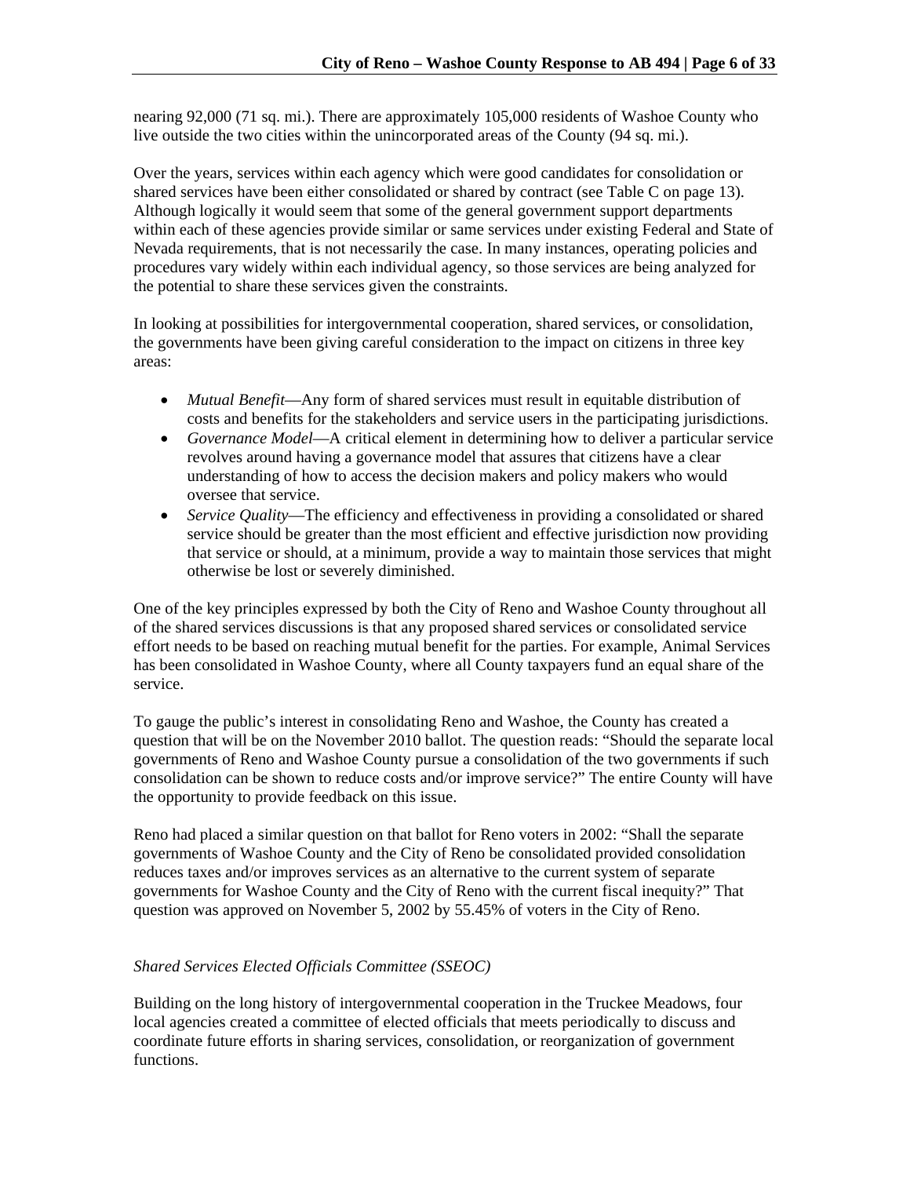nearing 92,000 (71 sq. mi.). There are approximately 105,000 residents of Washoe County who live outside the two cities within the unincorporated areas of the County (94 sq. mi.).

Over the years, services within each agency which were good candidates for consolidation or shared services have been either consolidated or shared by contract (see Table C on page 13). Although logically it would seem that some of the general government support departments within each of these agencies provide similar or same services under existing Federal and State of Nevada requirements, that is not necessarily the case. In many instances, operating policies and procedures vary widely within each individual agency, so those services are being analyzed for the potential to share these services given the constraints.

In looking at possibilities for intergovernmental cooperation, shared services, or consolidation, the governments have been giving careful consideration to the impact on citizens in three key areas:

- *Mutual Benefit*—Any form of shared services must result in equitable distribution of costs and benefits for the stakeholders and service users in the participating jurisdictions.
- *Governance Model*—A critical element in determining how to deliver a particular service revolves around having a governance model that assures that citizens have a clear understanding of how to access the decision makers and policy makers who would oversee that service.
- *Service Quality*—The efficiency and effectiveness in providing a consolidated or shared service should be greater than the most efficient and effective jurisdiction now providing that service or should, at a minimum, provide a way to maintain those services that might otherwise be lost or severely diminished.

One of the key principles expressed by both the City of Reno and Washoe County throughout all of the shared services discussions is that any proposed shared services or consolidated service effort needs to be based on reaching mutual benefit for the parties. For example, Animal Services has been consolidated in Washoe County, where all County taxpayers fund an equal share of the service.

To gauge the public's interest in consolidating Reno and Washoe, the County has created a question that will be on the November 2010 ballot. The question reads: "Should the separate local governments of Reno and Washoe County pursue a consolidation of the two governments if such consolidation can be shown to reduce costs and/or improve service?" The entire County will have the opportunity to provide feedback on this issue.

Reno had placed a similar question on that ballot for Reno voters in 2002: "Shall the separate governments of Washoe County and the City of Reno be consolidated provided consolidation reduces taxes and/or improves services as an alternative to the current system of separate governments for Washoe County and the City of Reno with the current fiscal inequity?" That question was approved on November 5, 2002 by 55.45% of voters in the City of Reno.

### *Shared Services Elected Officials Committee (SSEOC)*

Building on the long history of intergovernmental cooperation in the Truckee Meadows, four local agencies created a committee of elected officials that meets periodically to discuss and coordinate future efforts in sharing services, consolidation, or reorganization of government functions.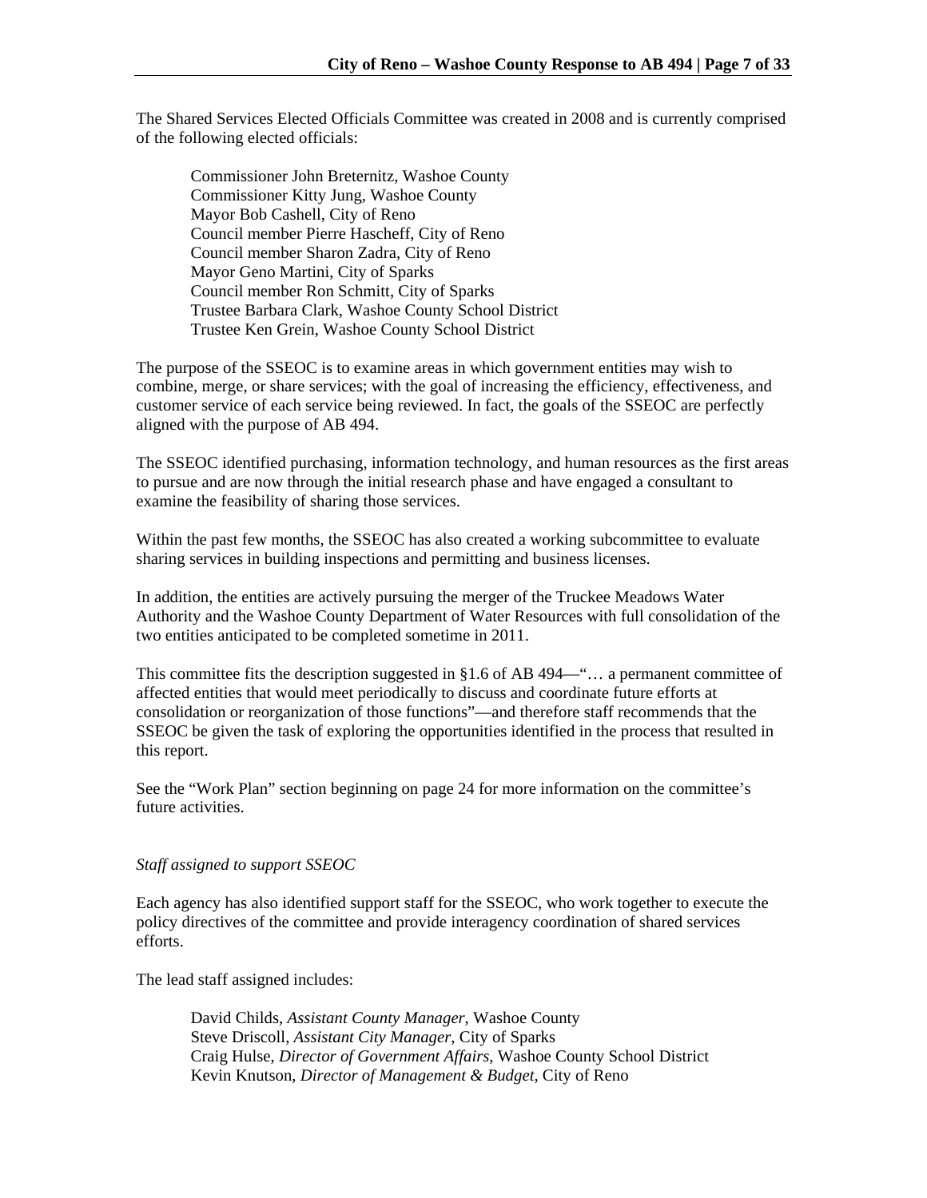The Shared Services Elected Officials Committee was created in 2008 and is currently comprised of the following elected officials:

Commissioner John Breternitz, Washoe County
Commissioner Kitty Jung, Washoe County
Mayor Bob Cashell, City of Reno
Council member Pierre Hascheff, City of Reno
Council member Sharon Zadra, City of Reno
Mayor Geno Martini, City of Sparks
Council member Ron Schmitt, City of Sparks
Trustee Barbara Clark, Washoe County School District
Trustee Ken Grein, Washoe County School District

The purpose of the SSEOC is to examine areas in which government entities may wish to combine, merge, or share services; with the goal of increasing the efficiency, effectiveness, and customer service of each service being reviewed. In fact, the goals of the SSEOC are perfectly aligned with the purpose of AB 494.

The SSEOC identified purchasing, information technology, and human resources as the first areas to pursue and are now through the initial research phase and have engaged a consultant to examine the feasibility of sharing those services.

Within the past few months, the SSEOC has also created a working subcommittee to evaluate sharing services in building inspections and permitting and business licenses.

In addition, the entities are actively pursuing the merger of the Truckee Meadows Water Authority and the Washoe County Department of Water Resources with full consolidation of the two entities anticipated to be completed sometime in 2011.

This committee fits the description suggested in §1.6 of AB 494—"… a permanent committee of affected entities that would meet periodically to discuss and coordinate future efforts at consolidation or reorganization of those functions"—and therefore staff recommends that the SSEOC be given the task of exploring the opportunities identified in the process that resulted in this report.

See the "Work Plan" section beginning on page 24 for more information on the committee's future activities.

*Staff assigned to support SSEOC*

Each agency has also identified support staff for the SSEOC, who work together to execute the policy directives of the committee and provide interagency coordination of shared services efforts.

The lead staff assigned includes:

David Childs, *Assistant County Manager*, Washoe County
Steve Driscoll, *Assistant City Manager*, City of Sparks
Craig Hulse, *Director of Government Affairs*, Washoe County School District
Kevin Knutson, *Director of Management & Budget*, City of Reno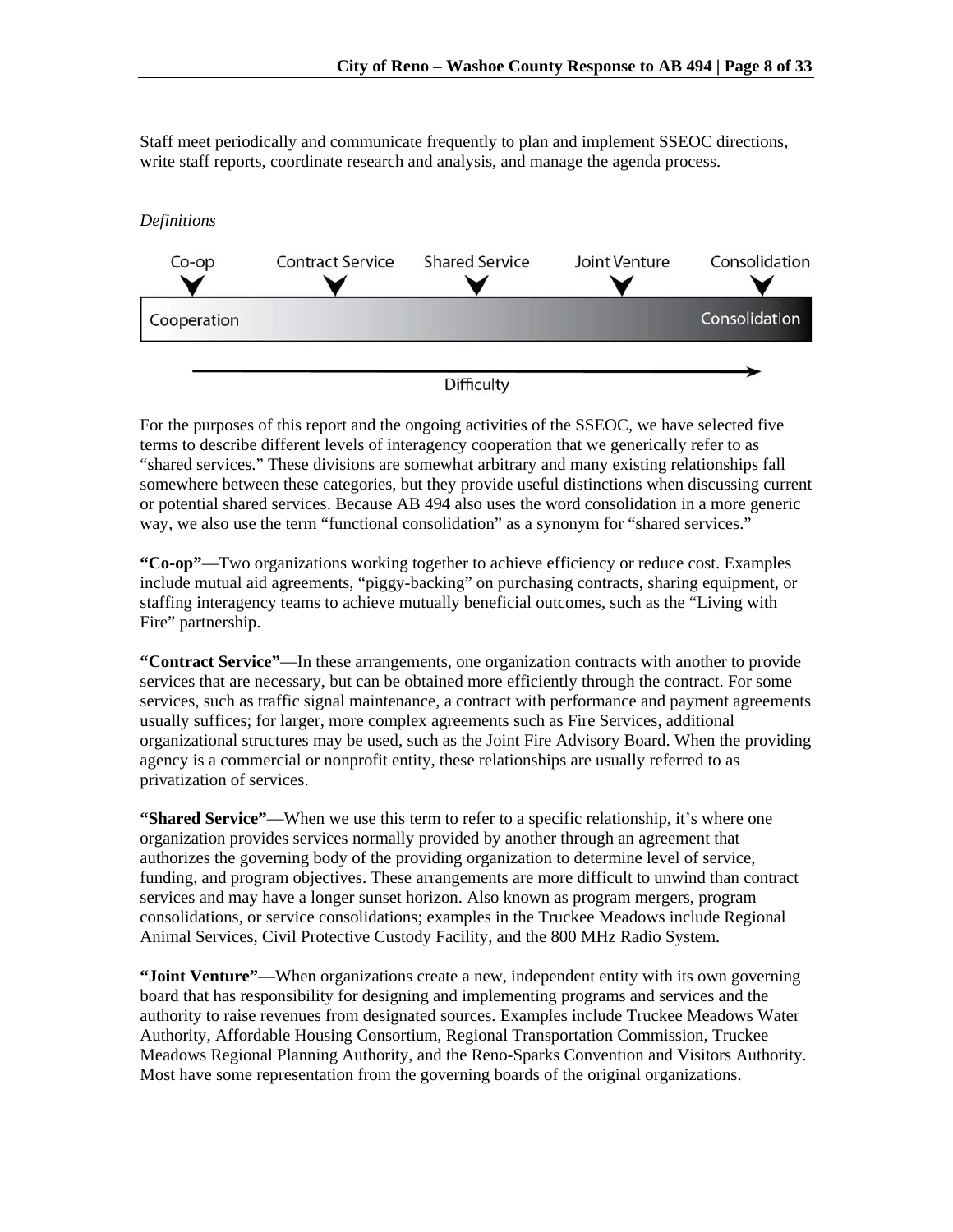Staff meet periodically and communicate frequently to plan and implement SSEOC directions, write staff reports, coordinate research and analysis, and manage the agenda process.

*Definitions*

Co-op | Contract Service | Shared Service | Joint Venture | Consolidation

Cooperation → Consolidation

Difficulty

For the purposes of this report and the ongoing activities of the SSEOC, we have selected five terms to describe different levels of interagency cooperation that we generically refer to as "shared services." These divisions are somewhat arbitrary and many existing relationships fall somewhere between these categories, but they provide useful distinctions when discussing current or potential shared services. Because AB 494 also uses the word consolidation in a more generic way, we also use the term "functional consolidation" as a synonym for "shared services."

**"Co-op"**—Two organizations working together to achieve efficiency or reduce cost. Examples include mutual aid agreements, "piggy-backing" on purchasing contracts, sharing equipment, or staffing interagency teams to achieve mutually beneficial outcomes, such as the "Living with Fire" partnership.

**"Contract Service"**—In these arrangements, one organization contracts with another to provide services that are necessary, but can be obtained more efficiently through the contract. For some services, such as traffic signal maintenance, a contract with performance and payment agreements usually suffices; for larger, more complex agreements such as Fire Services, additional organizational structures may be used, such as the Joint Fire Advisory Board. When the providing agency is a commercial or nonprofit entity, these relationships are usually referred to as privatization of services.

**"Shared Service"**—When we use this term to refer to a specific relationship, it's where one organization provides services normally provided by another through an agreement that authorizes the governing body of the providing organization to determine level of service, funding, and program objectives. These arrangements are more difficult to unwind than contract services and may have a longer sunset horizon. Also known as program mergers, program consolidations, or service consolidations; examples in the Truckee Meadows include Regional Animal Services, Civil Protective Custody Facility, and the 800 MHz Radio System.

**"Joint Venture"**—When organizations create a new, independent entity with its own governing board that has responsibility for designing and implementing programs and services and the authority to raise revenues from designated sources. Examples include Truckee Meadows Water Authority, Affordable Housing Consortium, Regional Transportation Commission, Truckee Meadows Regional Planning Authority, and the Reno-Sparks Convention and Visitors Authority. Most have some representation from the governing boards of the original organizations.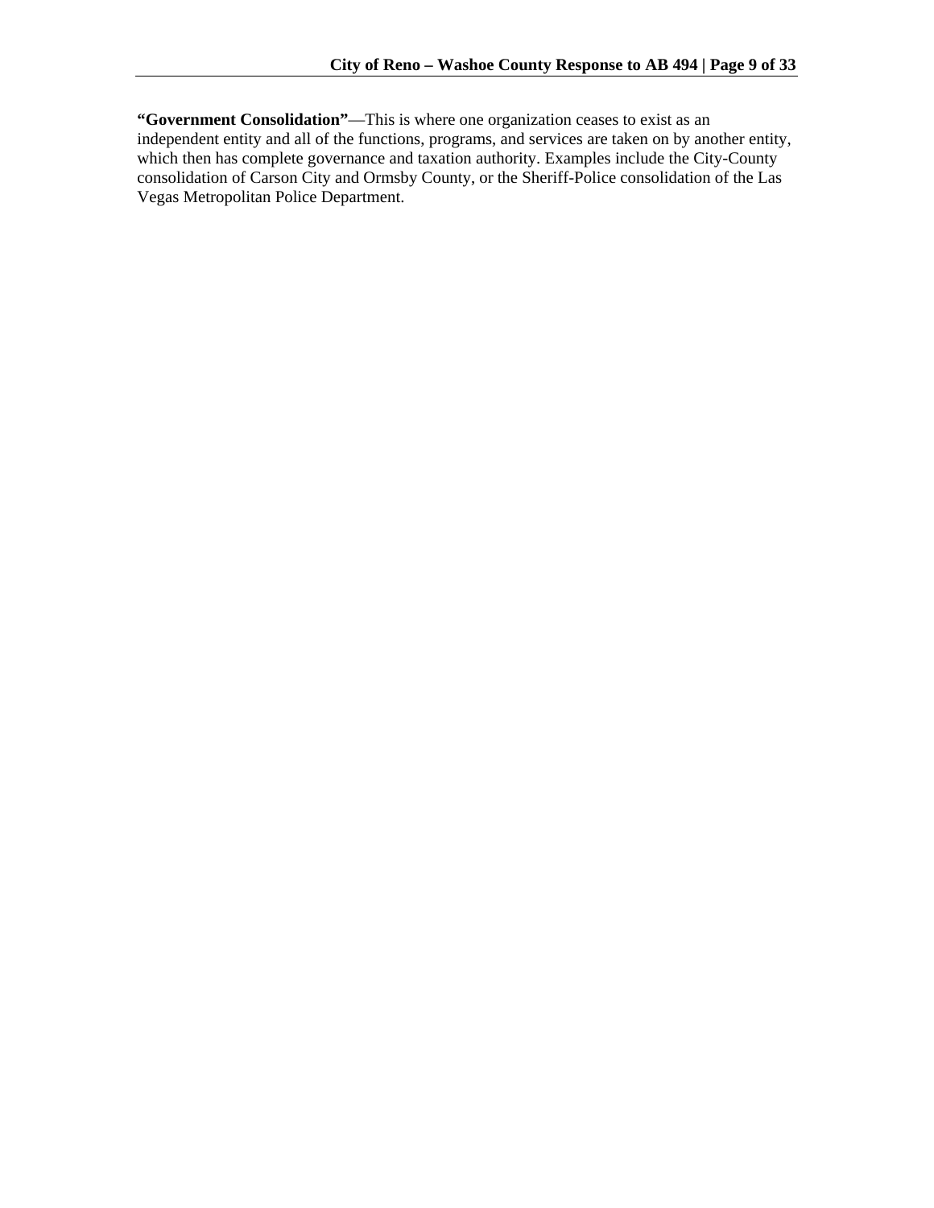**“Government Consolidation”**—This is where one organization ceases to exist as an independent entity and all of the functions, programs, and services are taken on by another entity, which then has complete governance and taxation authority. Examples include the City-County consolidation of Carson City and Ormsby County, or the Sheriff-Police consolidation of the Las Vegas Metropolitan Police Department.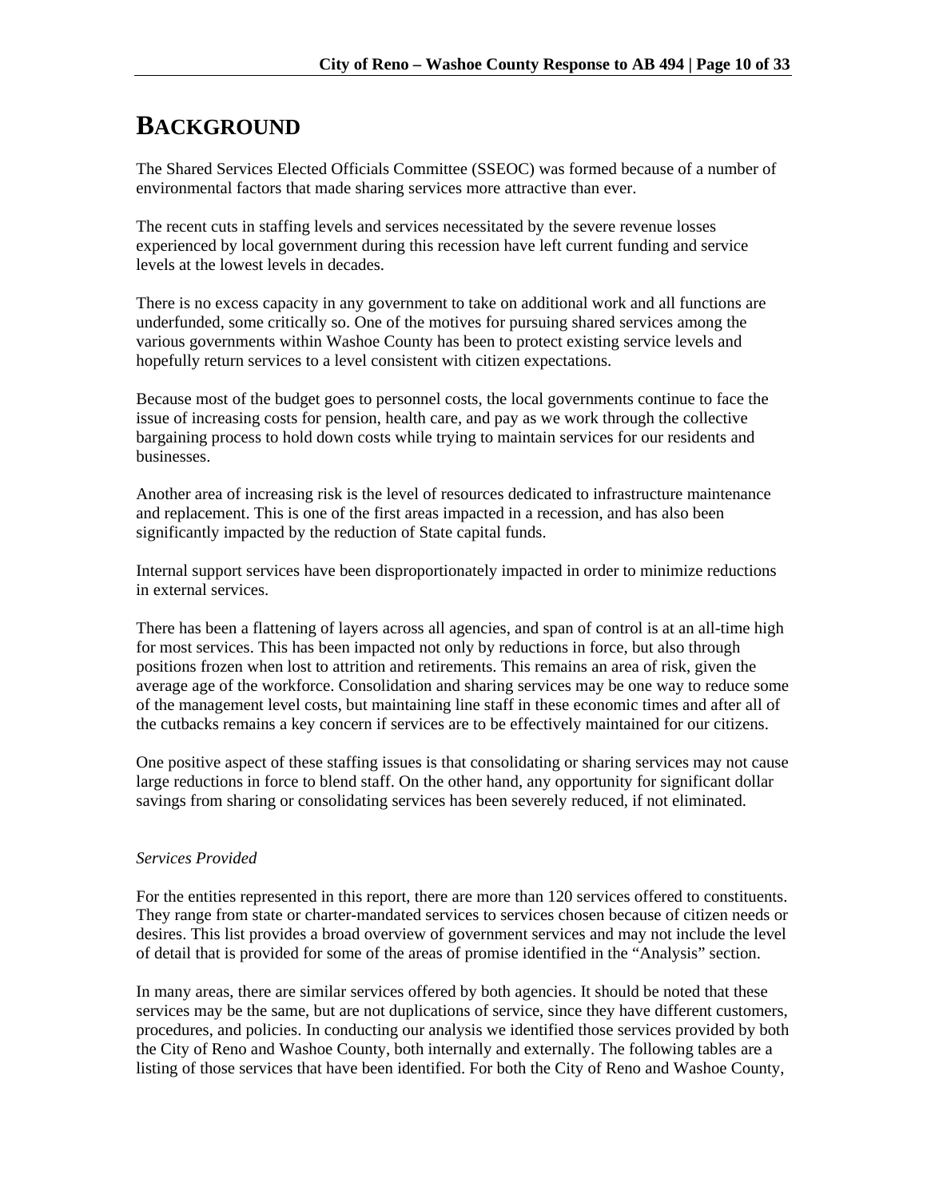# BACKGROUND

The Shared Services Elected Officials Committee (SSEOC) was formed because of a number of environmental factors that made sharing services more attractive than ever.

The recent cuts in staffing levels and services necessitated by the severe revenue losses experienced by local government during this recession have left current funding and service levels at the lowest levels in decades.

There is no excess capacity in any government to take on additional work and all functions are underfunded, some critically so. One of the motives for pursuing shared services among the various governments within Washoe County has been to protect existing service levels and hopefully return services to a level consistent with citizen expectations.

Because most of the budget goes to personnel costs, the local governments continue to face the issue of increasing costs for pension, health care, and pay as we work through the collective bargaining process to hold down costs while trying to maintain services for our residents and businesses.

Another area of increasing risk is the level of resources dedicated to infrastructure maintenance and replacement. This is one of the first areas impacted in a recession, and has also been significantly impacted by the reduction of State capital funds.

Internal support services have been disproportionately impacted in order to minimize reductions in external services.

There has been a flattening of layers across all agencies, and span of control is at an all-time high for most services. This has been impacted not only by reductions in force, but also through positions frozen when lost to attrition and retirements. This remains an area of risk, given the average age of the workforce. Consolidation and sharing services may be one way to reduce some of the management level costs, but maintaining line staff in these economic times and after all of the cutbacks remains a key concern if services are to be effectively maintained for our citizens.

One positive aspect of these staffing issues is that consolidating or sharing services may not cause large reductions in force to blend staff. On the other hand, any opportunity for significant dollar savings from sharing or consolidating services has been severely reduced, if not eliminated.

*Services Provided*

For the entities represented in this report, there are more than 120 services offered to constituents. They range from state or charter-mandated services to services chosen because of citizen needs or desires. This list provides a broad overview of government services and may not include the level of detail that is provided for some of the areas of promise identified in the "Analysis" section.

In many areas, there are similar services offered by both agencies. It should be noted that these services may be the same, but are not duplications of service, since they have different customers, procedures, and policies. In conducting our analysis we identified those services provided by both the City of Reno and Washoe County, both internally and externally. The following tables are a listing of those services that have been identified. For both the City of Reno and Washoe County,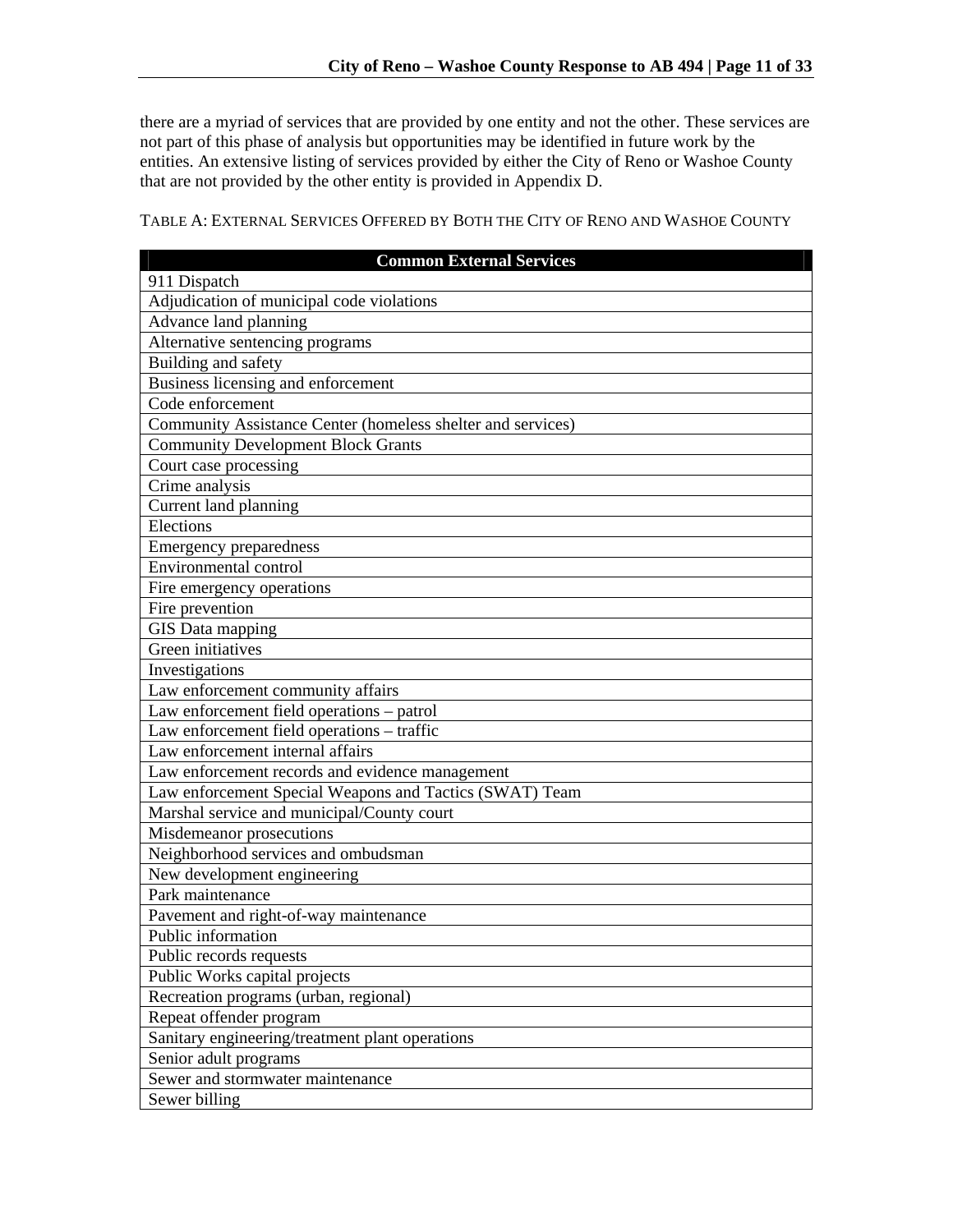there are a myriad of services that are provided by one entity and not the other. These services are not part of this phase of analysis but opportunities may be identified in future work by the entities. An extensive listing of services provided by either the City of Reno or Washoe County that are not provided by the other entity is provided in Appendix D.

TABLE A: EXTERNAL SERVICES OFFERED BY BOTH THE CITY OF RENO AND WASHOE COUNTY

| Common External Services |
| --- |
| 911 Dispatch |
| Adjudication of municipal code violations |
| Advance land planning |
| Alternative sentencing programs |
| Building and safety |
| Business licensing and enforcement |
| Code enforcement |
| Community Assistance Center (homeless shelter and services) |
| Community Development Block Grants |
| Court case processing |
| Crime analysis |
| Current land planning |
| Elections |
| Emergency preparedness |
| Environmental control |
| Fire emergency operations |
| Fire prevention |
| GIS Data mapping |
| Green initiatives |
| Investigations |
| Law enforcement community affairs |
| Law enforcement field operations – patrol |
| Law enforcement field operations – traffic |
| Law enforcement internal affairs |
| Law enforcement records and evidence management |
| Law enforcement Special Weapons and Tactics (SWAT) Team |
| Marshal service and municipal/County court |
| Misdemeanor prosecutions |
| Neighborhood services and ombudsman |
| New development engineering |
| Park maintenance |
| Pavement and right-of-way maintenance |
| Public information |
| Public records requests |
| Public Works capital projects |
| Recreation programs (urban, regional) |
| Repeat offender program |
| Sanitary engineering/treatment plant operations |
| Senior adult programs |
| Sewer and stormwater maintenance |
| Sewer billing |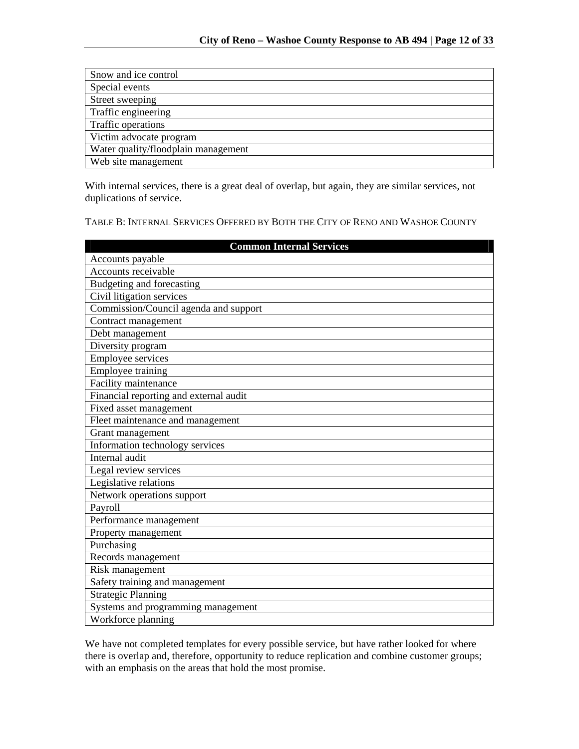| Snow and ice control |
|---|
| Special events |
| Street sweeping |
| Traffic engineering |
| Traffic operations |
| Victim advocate program |
| Water quality/floodplain management |
| Web site management |

With internal services, there is a great deal of overlap, but again, they are similar services, not duplications of service.

TABLE B: INTERNAL SERVICES OFFERED BY BOTH THE CITY OF RENO AND WASHOE COUNTY

| **Common Internal Services** |
|---|
| Accounts payable |
| Accounts receivable |
| Budgeting and forecasting |
| Civil litigation services |
| Commission/Council agenda and support |
| Contract management |
| Debt management |
| Diversity program |
| Employee services |
| Employee training |
| Facility maintenance |
| Financial reporting and external audit |
| Fixed asset management |
| Fleet maintenance and management |
| Grant management |
| Information technology services |
| Internal audit |
| Legal review services |
| Legislative relations |
| Network operations support |
| Payroll |
| Performance management |
| Property management |
| Purchasing |
| Records management |
| Risk management |
| Safety training and management |
| Strategic Planning |
| Systems and programming management |
| Workforce planning |

We have not completed templates for every possible service, but have rather looked for where there is overlap and, therefore, opportunity to reduce replication and combine customer groups; with an emphasis on the areas that hold the most promise.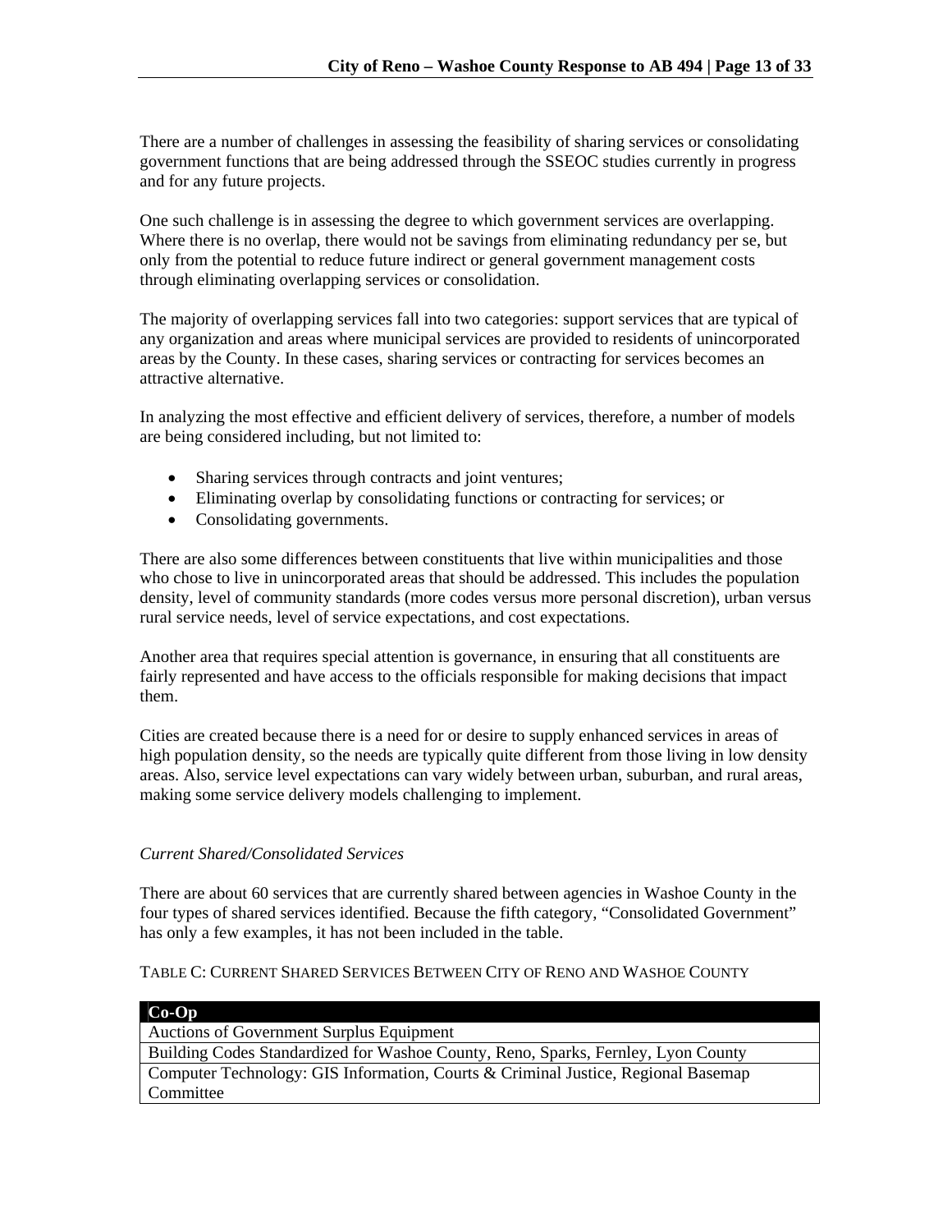There are a number of challenges in assessing the feasibility of sharing services or consolidating government functions that are being addressed through the SSEOC studies currently in progress and for any future projects.

One such challenge is in assessing the degree to which government services are overlapping. Where there is no overlap, there would not be savings from eliminating redundancy per se, but only from the potential to reduce future indirect or general government management costs through eliminating overlapping services or consolidation.

The majority of overlapping services fall into two categories: support services that are typical of any organization and areas where municipal services are provided to residents of unincorporated areas by the County. In these cases, sharing services or contracting for services becomes an attractive alternative.

In analyzing the most effective and efficient delivery of services, therefore, a number of models are being considered including, but not limited to:

- Sharing services through contracts and joint ventures;
- Eliminating overlap by consolidating functions or contracting for services; or
- Consolidating governments.

There are also some differences between constituents that live within municipalities and those who chose to live in unincorporated areas that should be addressed. This includes the population density, level of community standards (more codes versus more personal discretion), urban versus rural service needs, level of service expectations, and cost expectations.

Another area that requires special attention is governance, in ensuring that all constituents are fairly represented and have access to the officials responsible for making decisions that impact them.

Cities are created because there is a need for or desire to supply enhanced services in areas of high population density, so the needs are typically quite different from those living in low density areas. Also, service level expectations can vary widely between urban, suburban, and rural areas, making some service delivery models challenging to implement.

*Current Shared/Consolidated Services*

There are about 60 services that are currently shared between agencies in Washoe County in the four types of shared services identified. Because the fifth category, "Consolidated Government" has only a few examples, it has not been included in the table.

TABLE C: CURRENT SHARED SERVICES BETWEEN CITY OF RENO AND WASHOE COUNTY

| **Co-Op** |
| --- |
| Auctions of Government Surplus Equipment |
| Building Codes Standardized for Washoe County, Reno, Sparks, Fernley, Lyon County |
| Computer Technology: GIS Information, Courts & Criminal Justice, Regional Basemap Committee |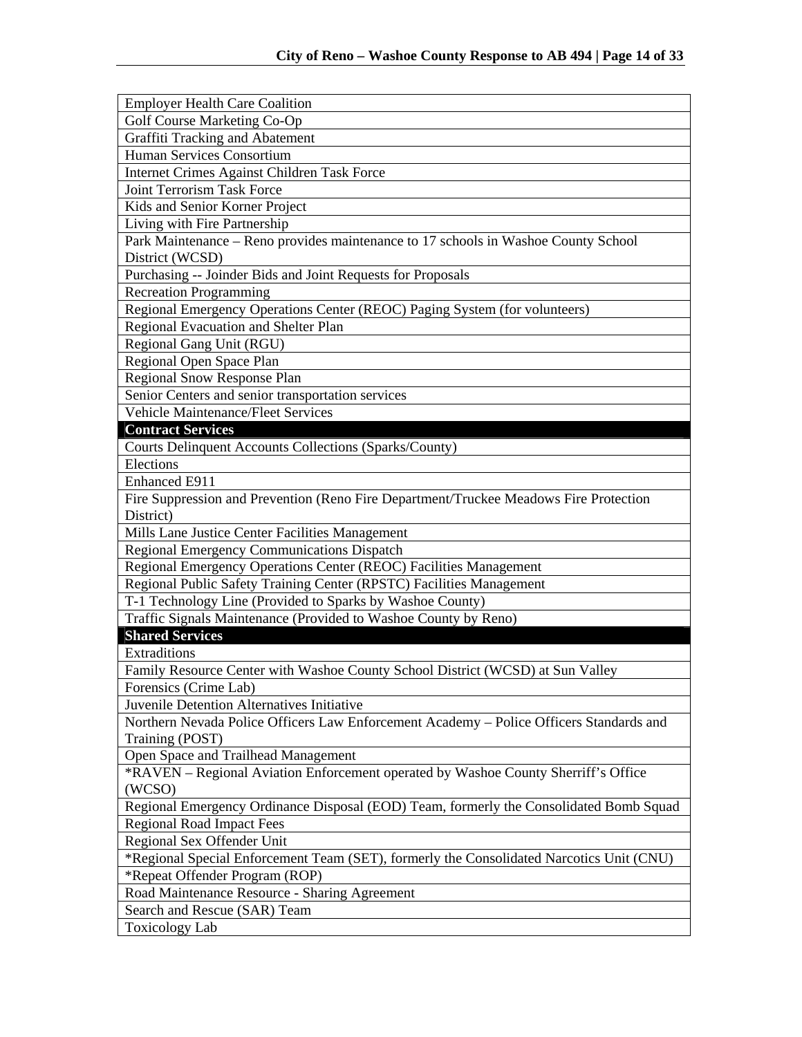| Employer Health Care Coalition |
|---|
| Golf Course Marketing Co-Op |
| Graffiti Tracking and Abatement |
| Human Services Consortium |
| Internet Crimes Against Children Task Force |
| Joint Terrorism Task Force |
| Kids and Senior Korner Project |
| Living with Fire Partnership |
| Park Maintenance – Reno provides maintenance to 17 schools in Washoe County School District (WCSD) |
| Purchasing -- Joinder Bids and Joint Requests for Proposals |
| Recreation Programming |
| Regional Emergency Operations Center (REOC) Paging System (for volunteers) |
| Regional Evacuation and Shelter Plan |
| Regional Gang Unit (RGU) |
| Regional Open Space Plan |
| Regional Snow Response Plan |
| Senior Centers and senior transportation services |
| Vehicle Maintenance/Fleet Services |
| **Contract Services** |
| Courts Delinquent Accounts Collections (Sparks/County) |
| Elections |
| Enhanced E911 |
| Fire Suppression and Prevention (Reno Fire Department/Truckee Meadows Fire Protection District) |
| Mills Lane Justice Center Facilities Management |
| Regional Emergency Communications Dispatch |
| Regional Emergency Operations Center (REOC) Facilities Management |
| Regional Public Safety Training Center (RPSTC) Facilities Management |
| T-1 Technology Line (Provided to Sparks by Washoe County) |
| Traffic Signals Maintenance (Provided to Washoe County by Reno) |
| **Shared Services** |
| Extraditions |
| Family Resource Center with Washoe County School District (WCSD) at Sun Valley |
| Forensics (Crime Lab) |
| Juvenile Detention Alternatives Initiative |
| Northern Nevada Police Officers Law Enforcement Academy – Police Officers Standards and Training (POST) |
| Open Space and Trailhead Management |
| *RAVEN – Regional Aviation Enforcement operated by Washoe County Sherriff's Office (WCSO) |
| Regional Emergency Ordinance Disposal (EOD) Team, formerly the Consolidated Bomb Squad |
| Regional Road Impact Fees |
| Regional Sex Offender Unit |
| *Regional Special Enforcement Team (SET), formerly the Consolidated Narcotics Unit (CNU) |
| *Repeat Offender Program (ROP) |
| Road Maintenance Resource - Sharing Agreement |
| Search and Rescue (SAR) Team |
| Toxicology Lab |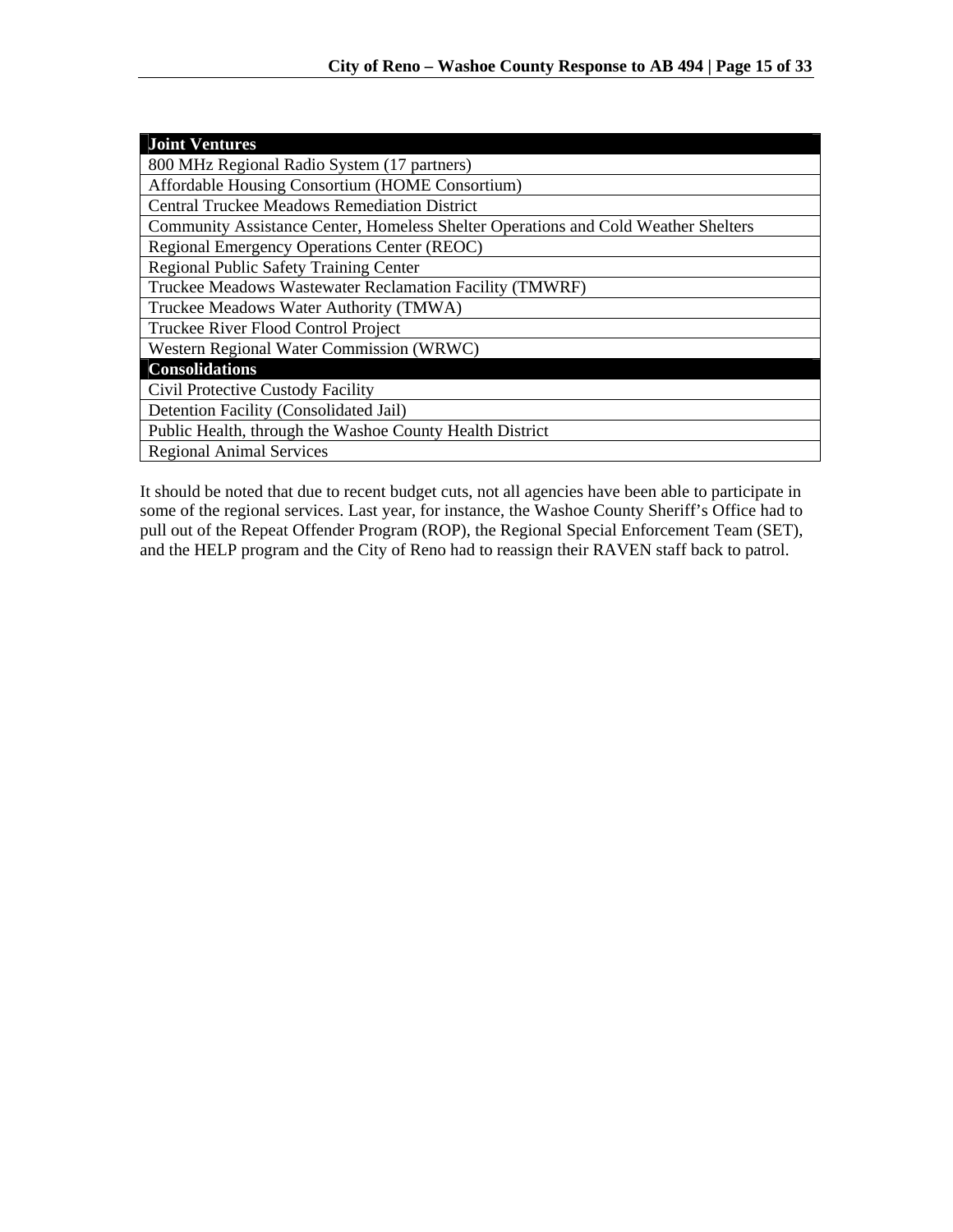| Joint Ventures |
|---|
| 800 MHz Regional Radio System (17 partners) |
| Affordable Housing Consortium (HOME Consortium) |
| Central Truckee Meadows Remediation District |
| Community Assistance Center, Homeless Shelter Operations and Cold Weather Shelters |
| Regional Emergency Operations Center (REOC) |
| Regional Public Safety Training Center |
| Truckee Meadows Wastewater Reclamation Facility (TMWRF) |
| Truckee Meadows Water Authority (TMWA) |
| Truckee River Flood Control Project |
| Western Regional Water Commission (WRWC) |
| **Consolidations** |
| Civil Protective Custody Facility |
| Detention Facility (Consolidated Jail) |
| Public Health, through the Washoe County Health District |
| Regional Animal Services |

It should be noted that due to recent budget cuts, not all agencies have been able to participate in some of the regional services. Last year, for instance, the Washoe County Sheriff's Office had to pull out of the Repeat Offender Program (ROP), the Regional Special Enforcement Team (SET), and the HELP program and the City of Reno had to reassign their RAVEN staff back to patrol.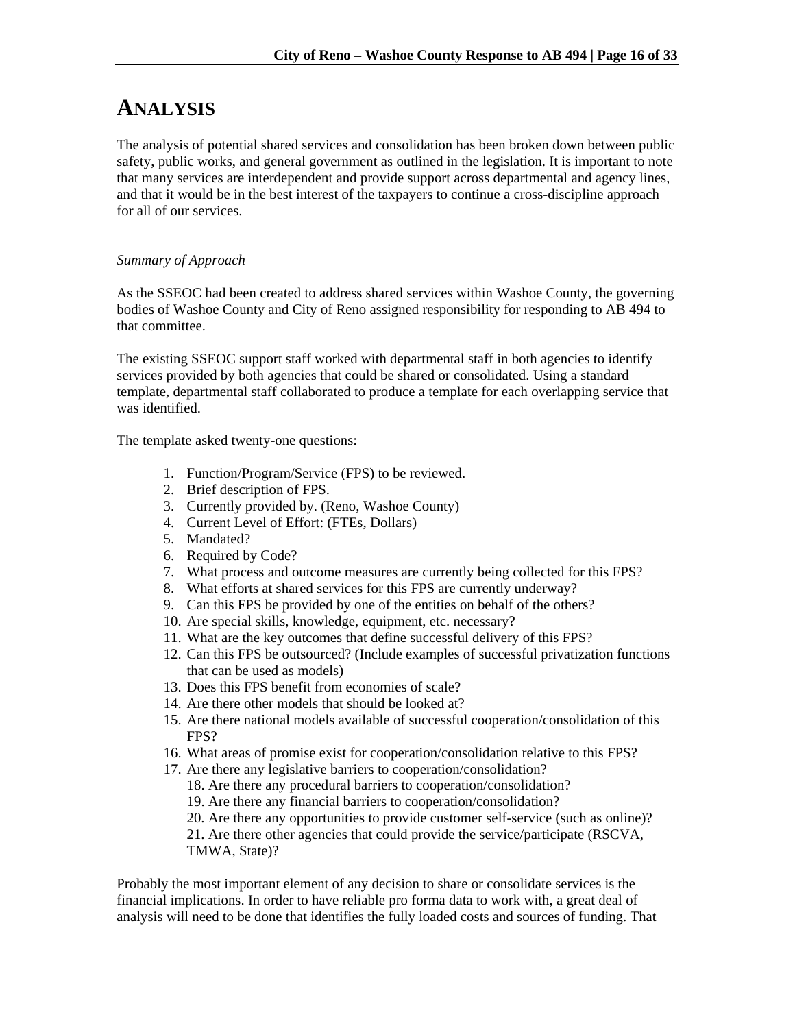# ANALYSIS

The analysis of potential shared services and consolidation has been broken down between public safety, public works, and general government as outlined in the legislation. It is important to note that many services are interdependent and provide support across departmental and agency lines, and that it would be in the best interest of the taxpayers to continue a cross-discipline approach for all of our services.

*Summary of Approach*

As the SSEOC had been created to address shared services within Washoe County, the governing bodies of Washoe County and City of Reno assigned responsibility for responding to AB 494 to that committee.

The existing SSEOC support staff worked with departmental staff in both agencies to identify services provided by both agencies that could be shared or consolidated. Using a standard template, departmental staff collaborated to produce a template for each overlapping service that was identified.

The template asked twenty-one questions:

1. Function/Program/Service (FPS) to be reviewed.
2. Brief description of FPS.
3. Currently provided by. (Reno, Washoe County)
4. Current Level of Effort: (FTEs, Dollars)
5. Mandated?
6. Required by Code?
7. What process and outcome measures are currently being collected for this FPS?
8. What efforts at shared services for this FPS are currently underway?
9. Can this FPS be provided by one of the entities on behalf of the others?
10. Are special skills, knowledge, equipment, etc. necessary?
11. What are the key outcomes that define successful delivery of this FPS?
12. Can this FPS be outsourced? (Include examples of successful privatization functions that can be used as models)
13. Does this FPS benefit from economies of scale?
14. Are there other models that should be looked at?
15. Are there national models available of successful cooperation/consolidation of this FPS?
16. What areas of promise exist for cooperation/consolidation relative to this FPS?
17. Are there any legislative barriers to cooperation/consolidation?
18. Are there any procedural barriers to cooperation/consolidation?
19. Are there any financial barriers to cooperation/consolidation?
20. Are there any opportunities to provide customer self-service (such as online)?
21. Are there other agencies that could provide the service/participate (RSCVA, TMWA, State)?

Probably the most important element of any decision to share or consolidate services is the financial implications. In order to have reliable pro forma data to work with, a great deal of analysis will need to be done that identifies the fully loaded costs and sources of funding. That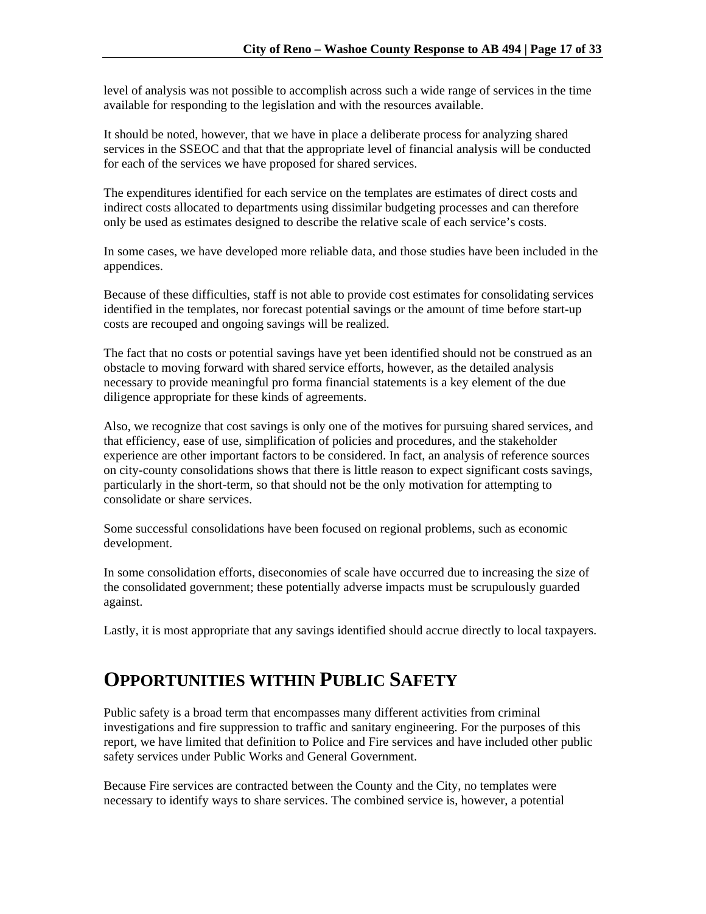level of analysis was not possible to accomplish across such a wide range of services in the time available for responding to the legislation and with the resources available.

It should be noted, however, that we have in place a deliberate process for analyzing shared services in the SSEOC and that that the appropriate level of financial analysis will be conducted for each of the services we have proposed for shared services.

The expenditures identified for each service on the templates are estimates of direct costs and indirect costs allocated to departments using dissimilar budgeting processes and can therefore only be used as estimates designed to describe the relative scale of each service's costs.

In some cases, we have developed more reliable data, and those studies have been included in the appendices.

Because of these difficulties, staff is not able to provide cost estimates for consolidating services identified in the templates, nor forecast potential savings or the amount of time before start-up costs are recouped and ongoing savings will be realized.

The fact that no costs or potential savings have yet been identified should not be construed as an obstacle to moving forward with shared service efforts, however, as the detailed analysis necessary to provide meaningful pro forma financial statements is a key element of the due diligence appropriate for these kinds of agreements.

Also, we recognize that cost savings is only one of the motives for pursuing shared services, and that efficiency, ease of use, simplification of policies and procedures, and the stakeholder experience are other important factors to be considered. In fact, an analysis of reference sources on city-county consolidations shows that there is little reason to expect significant costs savings, particularly in the short-term, so that should not be the only motivation for attempting to consolidate or share services.

Some successful consolidations have been focused on regional problems, such as economic development.

In some consolidation efforts, diseconomies of scale have occurred due to increasing the size of the consolidated government; these potentially adverse impacts must be scrupulously guarded against.

Lastly, it is most appropriate that any savings identified should accrue directly to local taxpayers.

# Opportunities within Public Safety

Public safety is a broad term that encompasses many different activities from criminal investigations and fire suppression to traffic and sanitary engineering. For the purposes of this report, we have limited that definition to Police and Fire services and have included other public safety services under Public Works and General Government.

Because Fire services are contracted between the County and the City, no templates were necessary to identify ways to share services. The combined service is, however, a potential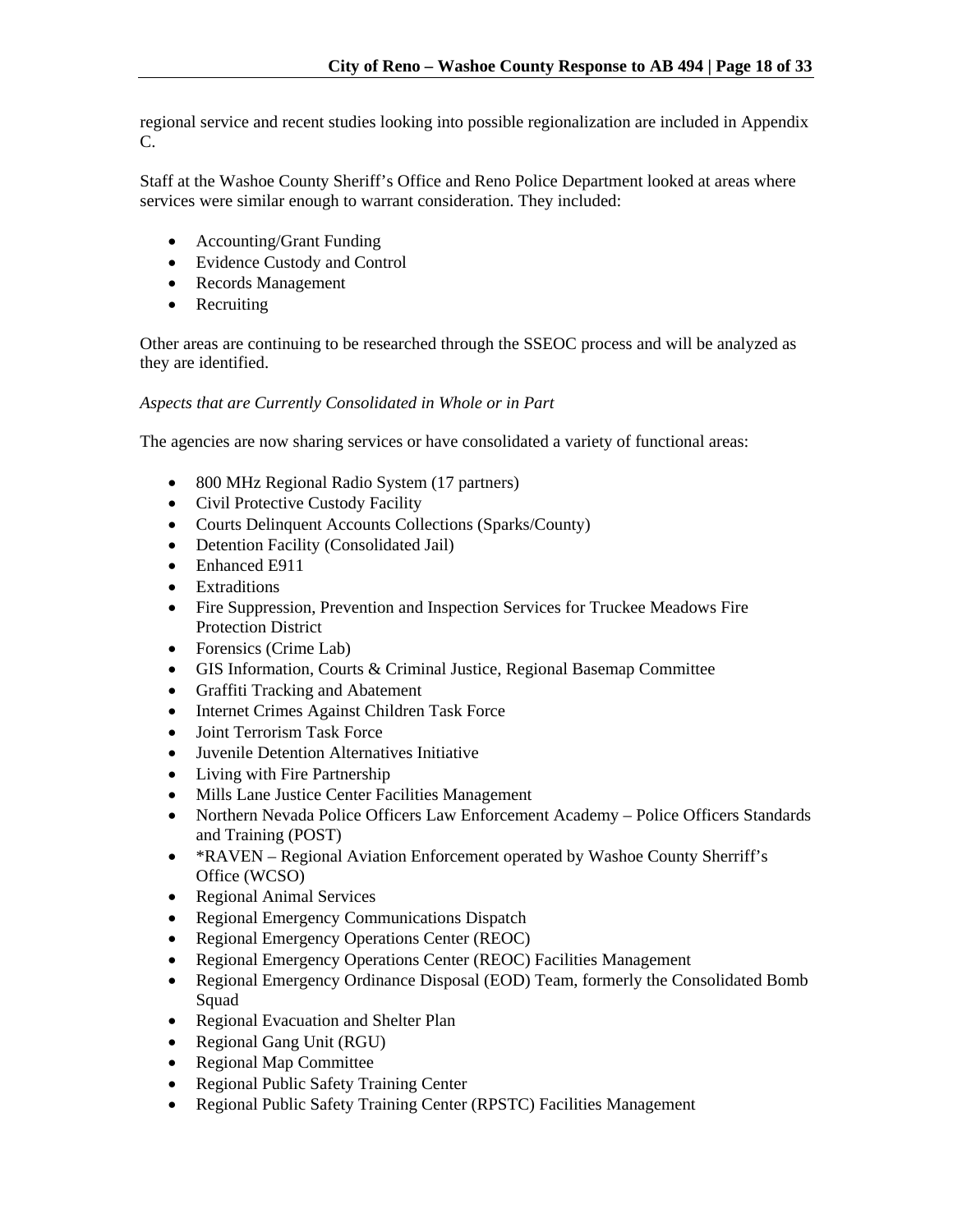regional service and recent studies looking into possible regionalization are included in Appendix C.

Staff at the Washoe County Sheriff's Office and Reno Police Department looked at areas where services were similar enough to warrant consideration. They included:

- Accounting/Grant Funding
- Evidence Custody and Control
- Records Management
- Recruiting

Other areas are continuing to be researched through the SSEOC process and will be analyzed as they are identified.

*Aspects that are Currently Consolidated in Whole or in Part*

The agencies are now sharing services or have consolidated a variety of functional areas:

- 800 MHz Regional Radio System (17 partners)
- Civil Protective Custody Facility
- Courts Delinquent Accounts Collections (Sparks/County)
- Detention Facility (Consolidated Jail)
- Enhanced E911
- Extraditions
- Fire Suppression, Prevention and Inspection Services for Truckee Meadows Fire Protection District
- Forensics (Crime Lab)
- GIS Information, Courts & Criminal Justice, Regional Basemap Committee
- Graffiti Tracking and Abatement
- Internet Crimes Against Children Task Force
- Joint Terrorism Task Force
- Juvenile Detention Alternatives Initiative
- Living with Fire Partnership
- Mills Lane Justice Center Facilities Management
- Northern Nevada Police Officers Law Enforcement Academy – Police Officers Standards and Training (POST)
- *RAVEN – Regional Aviation Enforcement operated by Washoe County Sherriff's Office (WCSO)
- Regional Animal Services
- Regional Emergency Communications Dispatch
- Regional Emergency Operations Center (REOC)
- Regional Emergency Operations Center (REOC) Facilities Management
- Regional Emergency Ordinance Disposal (EOD) Team, formerly the Consolidated Bomb Squad
- Regional Evacuation and Shelter Plan
- Regional Gang Unit (RGU)
- Regional Map Committee
- Regional Public Safety Training Center
- Regional Public Safety Training Center (RPSTC) Facilities Management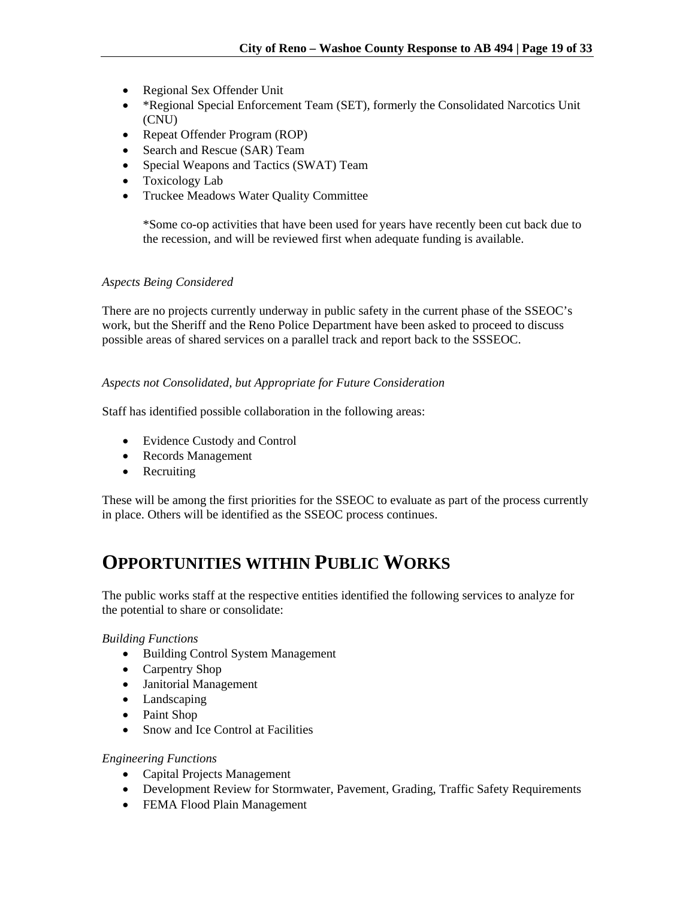- Regional Sex Offender Unit
- *Regional Special Enforcement Team (SET), formerly the Consolidated Narcotics Unit (CNU)
- Repeat Offender Program (ROP)
- Search and Rescue (SAR) Team
- Special Weapons and Tactics (SWAT) Team
- Toxicology Lab
- Truckee Meadows Water Quality Committee

  *Some co-op activities that have been used for years have recently been cut back due to the recession, and will be reviewed first when adequate funding is available.

*Aspects Being Considered*

There are no projects currently underway in public safety in the current phase of the SSEOC's work, but the Sheriff and the Reno Police Department have been asked to proceed to discuss possible areas of shared services on a parallel track and report back to the SSSEOC.

*Aspects not Consolidated, but Appropriate for Future Consideration*

Staff has identified possible collaboration in the following areas:

- Evidence Custody and Control
- Records Management
- Recruiting

These will be among the first priorities for the SSEOC to evaluate as part of the process currently in place. Others will be identified as the SSEOC process continues.

# OPPORTUNITIES WITHIN PUBLIC WORKS

The public works staff at the respective entities identified the following services to analyze for the potential to share or consolidate:

*Building Functions*

- Building Control System Management
- Carpentry Shop
- Janitorial Management
- Landscaping
- Paint Shop
- Snow and Ice Control at Facilities

*Engineering Functions*

- Capital Projects Management
- Development Review for Stormwater, Pavement, Grading, Traffic Safety Requirements
- FEMA Flood Plain Management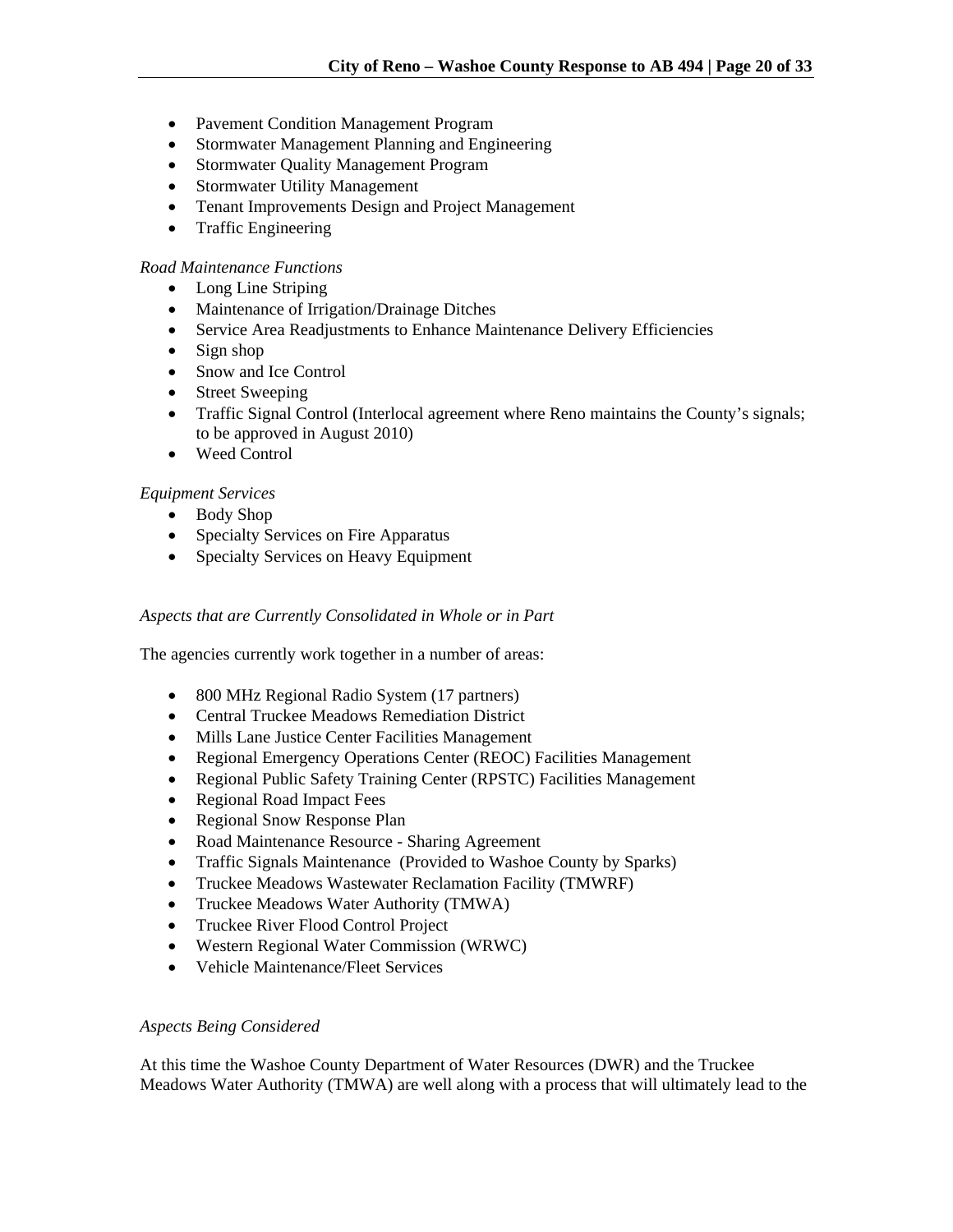- Pavement Condition Management Program
- Stormwater Management Planning and Engineering
- Stormwater Quality Management Program
- Stormwater Utility Management
- Tenant Improvements Design and Project Management
- Traffic Engineering

*Road Maintenance Functions*

- Long Line Striping
- Maintenance of Irrigation/Drainage Ditches
- Service Area Readjustments to Enhance Maintenance Delivery Efficiencies
- Sign shop
- Snow and Ice Control
- Street Sweeping
- Traffic Signal Control (Interlocal agreement where Reno maintains the County's signals; to be approved in August 2010)
- Weed Control

*Equipment Services*

- Body Shop
- Specialty Services on Fire Apparatus
- Specialty Services on Heavy Equipment

*Aspects that are Currently Consolidated in Whole or in Part*

The agencies currently work together in a number of areas:

- 800 MHz Regional Radio System (17 partners)
- Central Truckee Meadows Remediation District
- Mills Lane Justice Center Facilities Management
- Regional Emergency Operations Center (REOC) Facilities Management
- Regional Public Safety Training Center (RPSTC) Facilities Management
- Regional Road Impact Fees
- Regional Snow Response Plan
- Road Maintenance Resource - Sharing Agreement
- Traffic Signals Maintenance (Provided to Washoe County by Sparks)
- Truckee Meadows Wastewater Reclamation Facility (TMWRF)
- Truckee Meadows Water Authority (TMWA)
- Truckee River Flood Control Project
- Western Regional Water Commission (WRWC)
- Vehicle Maintenance/Fleet Services

*Aspects Being Considered*

At this time the Washoe County Department of Water Resources (DWR) and the Truckee Meadows Water Authority (TMWA) are well along with a process that will ultimately lead to the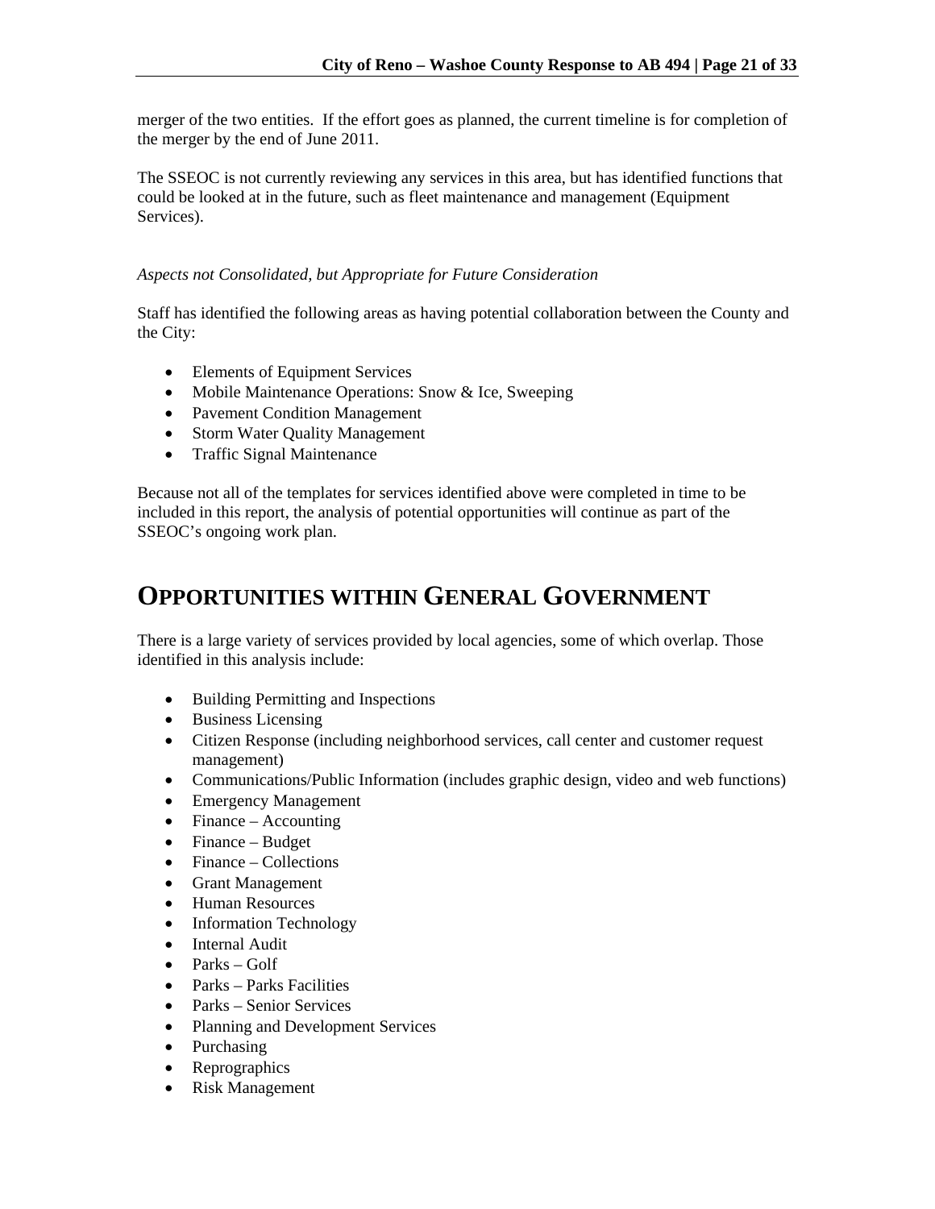merger of the two entities. If the effort goes as planned, the current timeline is for completion of the merger by the end of June 2011.

The SSEOC is not currently reviewing any services in this area, but has identified functions that could be looked at in the future, such as fleet maintenance and management (Equipment Services).

*Aspects not Consolidated, but Appropriate for Future Consideration*

Staff has identified the following areas as having potential collaboration between the County and the City:

- Elements of Equipment Services
- Mobile Maintenance Operations: Snow & Ice, Sweeping
- Pavement Condition Management
- Storm Water Quality Management
- Traffic Signal Maintenance

Because not all of the templates for services identified above were completed in time to be included in this report, the analysis of potential opportunities will continue as part of the SSEOC's ongoing work plan.

## OPPORTUNITIES WITHIN GENERAL GOVERNMENT

There is a large variety of services provided by local agencies, some of which overlap. Those identified in this analysis include:

- Building Permitting and Inspections
- Business Licensing
- Citizen Response (including neighborhood services, call center and customer request management)
- Communications/Public Information (includes graphic design, video and web functions)
- Emergency Management
- Finance – Accounting
- Finance – Budget
- Finance – Collections
- Grant Management
- Human Resources
- Information Technology
- Internal Audit
- Parks – Golf
- Parks – Parks Facilities
- Parks – Senior Services
- Planning and Development Services
- Purchasing
- Reprographics
- Risk Management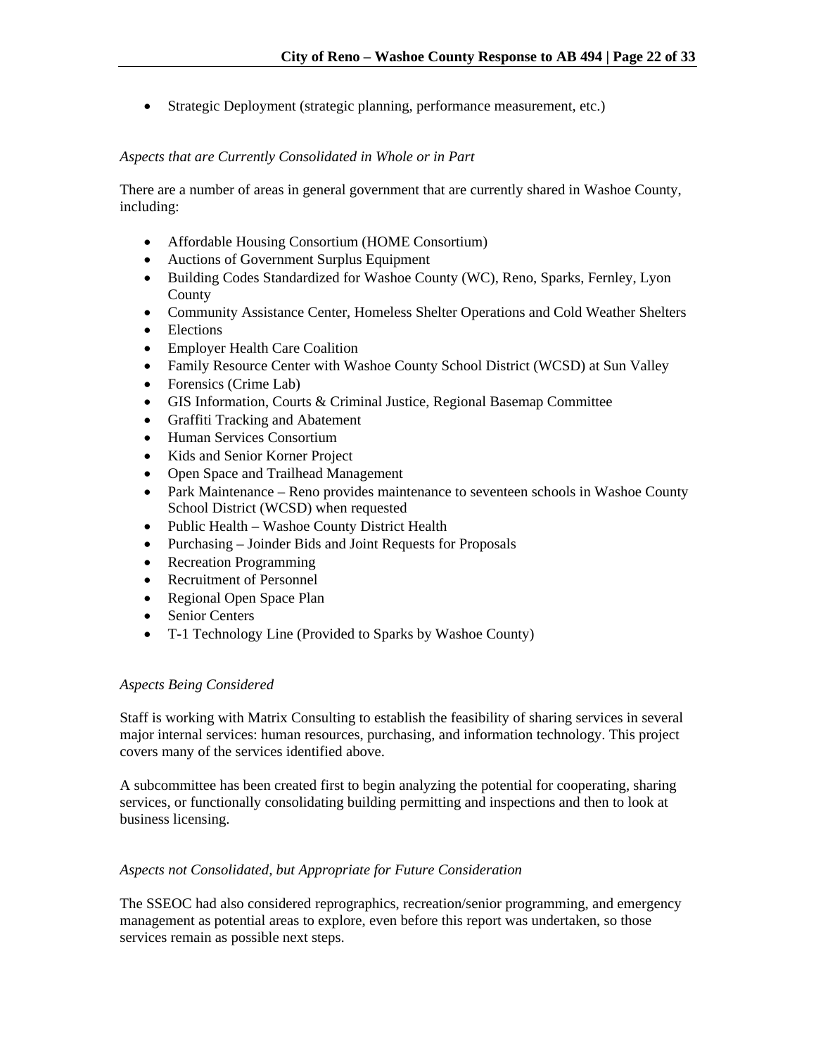- Strategic Deployment (strategic planning, performance measurement, etc.)

*Aspects that are Currently Consolidated in Whole or in Part*

There are a number of areas in general government that are currently shared in Washoe County, including:

- Affordable Housing Consortium (HOME Consortium)
- Auctions of Government Surplus Equipment
- Building Codes Standardized for Washoe County (WC), Reno, Sparks, Fernley, Lyon County
- Community Assistance Center, Homeless Shelter Operations and Cold Weather Shelters
- Elections
- Employer Health Care Coalition
- Family Resource Center with Washoe County School District (WCSD) at Sun Valley
- Forensics (Crime Lab)
- GIS Information, Courts & Criminal Justice, Regional Basemap Committee
- Graffiti Tracking and Abatement
- Human Services Consortium
- Kids and Senior Korner Project
- Open Space and Trailhead Management
- Park Maintenance – Reno provides maintenance to seventeen schools in Washoe County School District (WCSD) when requested
- Public Health – Washoe County District Health
- Purchasing – Joinder Bids and Joint Requests for Proposals
- Recreation Programming
- Recruitment of Personnel
- Regional Open Space Plan
- Senior Centers
- T-1 Technology Line (Provided to Sparks by Washoe County)

*Aspects Being Considered*

Staff is working with Matrix Consulting to establish the feasibility of sharing services in several major internal services: human resources, purchasing, and information technology. This project covers many of the services identified above.

A subcommittee has been created first to begin analyzing the potential for cooperating, sharing services, or functionally consolidating building permitting and inspections and then to look at business licensing.

*Aspects not Consolidated, but Appropriate for Future Consideration*

The SSEOC had also considered reprographics, recreation/senior programming, and emergency management as potential areas to explore, even before this report was undertaken, so those services remain as possible next steps.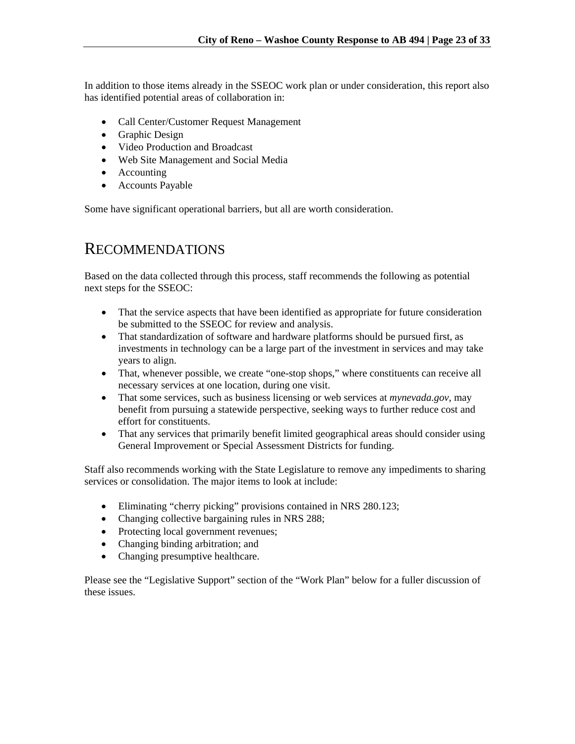In addition to those items already in the SSEOC work plan or under consideration, this report also has identified potential areas of collaboration in:

- Call Center/Customer Request Management
- Graphic Design
- Video Production and Broadcast
- Web Site Management and Social Media
- Accounting
- Accounts Payable

Some have significant operational barriers, but all are worth consideration.

# RECOMMENDATIONS

Based on the data collected through this process, staff recommends the following as potential next steps for the SSEOC:

- That the service aspects that have been identified as appropriate for future consideration be submitted to the SSEOC for review and analysis.
- That standardization of software and hardware platforms should be pursued first, as investments in technology can be a large part of the investment in services and may take years to align.
- That, whenever possible, we create "one-stop shops," where constituents can receive all necessary services at one location, during one visit.
- That some services, such as business licensing or web services at *mynevada.gov*, may benefit from pursuing a statewide perspective, seeking ways to further reduce cost and effort for constituents.
- That any services that primarily benefit limited geographical areas should consider using General Improvement or Special Assessment Districts for funding.

Staff also recommends working with the State Legislature to remove any impediments to sharing services or consolidation. The major items to look at include:

- Eliminating "cherry picking" provisions contained in NRS 280.123;
- Changing collective bargaining rules in NRS 288;
- Protecting local government revenues;
- Changing binding arbitration; and
- Changing presumptive healthcare.

Please see the "Legislative Support" section of the "Work Plan" below for a fuller discussion of these issues.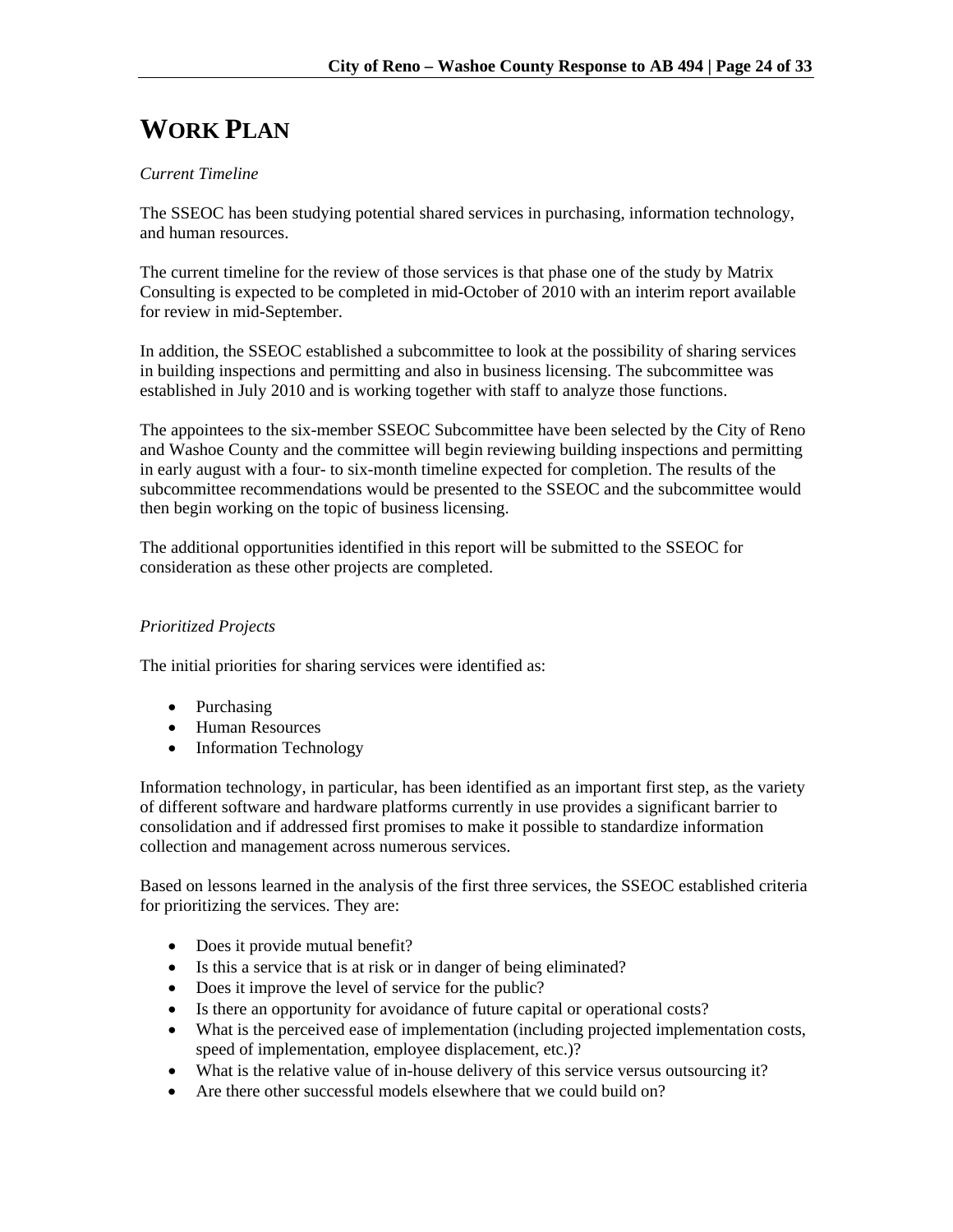# WORK PLAN

*Current Timeline*

The SSEOC has been studying potential shared services in purchasing, information technology, and human resources.

The current timeline for the review of those services is that phase one of the study by Matrix Consulting is expected to be completed in mid-October of 2010 with an interim report available for review in mid-September.

In addition, the SSEOC established a subcommittee to look at the possibility of sharing services in building inspections and permitting and also in business licensing. The subcommittee was established in July 2010 and is working together with staff to analyze those functions.

The appointees to the six-member SSEOC Subcommittee have been selected by the City of Reno and Washoe County and the committee will begin reviewing building inspections and permitting in early august with a four- to six-month timeline expected for completion. The results of the subcommittee recommendations would be presented to the SSEOC and the subcommittee would then begin working on the topic of business licensing.

The additional opportunities identified in this report will be submitted to the SSEOC for consideration as these other projects are completed.

*Prioritized Projects*

The initial priorities for sharing services were identified as:

- Purchasing
- Human Resources
- Information Technology

Information technology, in particular, has been identified as an important first step, as the variety of different software and hardware platforms currently in use provides a significant barrier to consolidation and if addressed first promises to make it possible to standardize information collection and management across numerous services.

Based on lessons learned in the analysis of the first three services, the SSEOC established criteria for prioritizing the services. They are:

- Does it provide mutual benefit?
- Is this a service that is at risk or in danger of being eliminated?
- Does it improve the level of service for the public?
- Is there an opportunity for avoidance of future capital or operational costs?
- What is the perceived ease of implementation (including projected implementation costs, speed of implementation, employee displacement, etc.)?
- What is the relative value of in-house delivery of this service versus outsourcing it?
- Are there other successful models elsewhere that we could build on?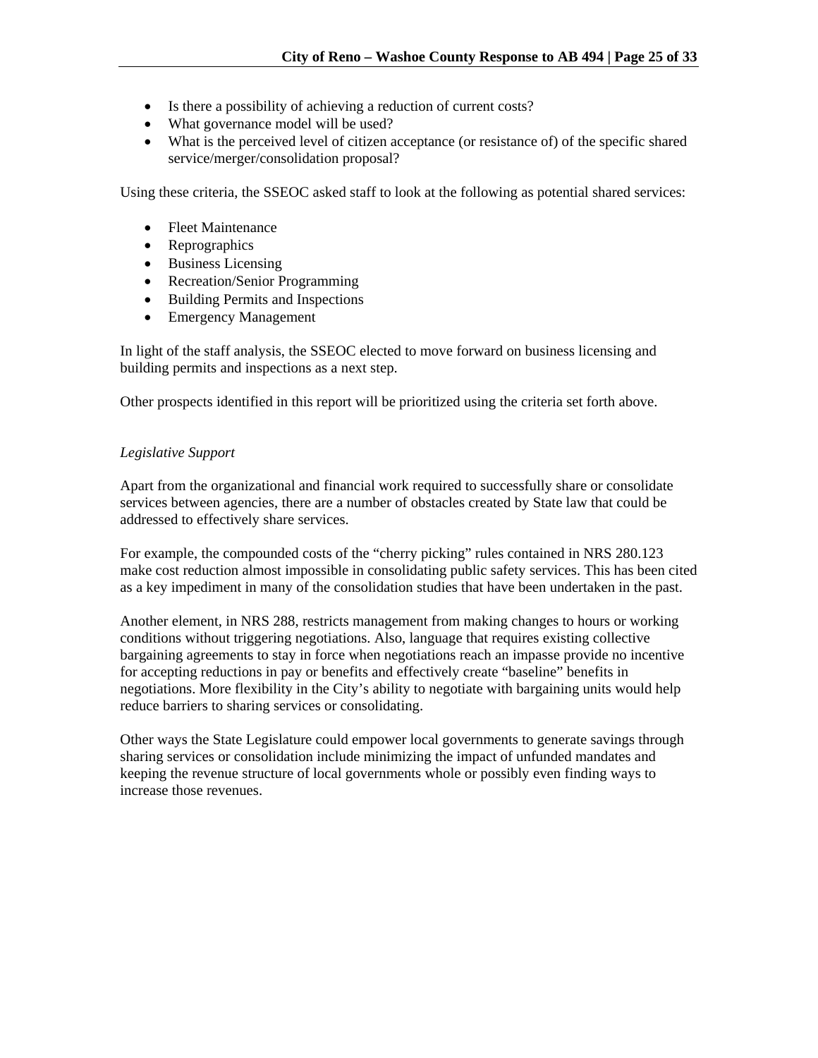- Is there a possibility of achieving a reduction of current costs?
- What governance model will be used?
- What is the perceived level of citizen acceptance (or resistance of) of the specific shared service/merger/consolidation proposal?

Using these criteria, the SSEOC asked staff to look at the following as potential shared services:

- Fleet Maintenance
- Reprographics
- Business Licensing
- Recreation/Senior Programming
- Building Permits and Inspections
- Emergency Management

In light of the staff analysis, the SSEOC elected to move forward on business licensing and building permits and inspections as a next step.

Other prospects identified in this report will be prioritized using the criteria set forth above.

*Legislative Support*

Apart from the organizational and financial work required to successfully share or consolidate services between agencies, there are a number of obstacles created by State law that could be addressed to effectively share services.

For example, the compounded costs of the "cherry picking" rules contained in NRS 280.123 make cost reduction almost impossible in consolidating public safety services. This has been cited as a key impediment in many of the consolidation studies that have been undertaken in the past.

Another element, in NRS 288, restricts management from making changes to hours or working conditions without triggering negotiations. Also, language that requires existing collective bargaining agreements to stay in force when negotiations reach an impasse provide no incentive for accepting reductions in pay or benefits and effectively create "baseline" benefits in negotiations. More flexibility in the City's ability to negotiate with bargaining units would help reduce barriers to sharing services or consolidating.

Other ways the State Legislature could empower local governments to generate savings through sharing services or consolidation include minimizing the impact of unfunded mandates and keeping the revenue structure of local governments whole or possibly even finding ways to increase those revenues.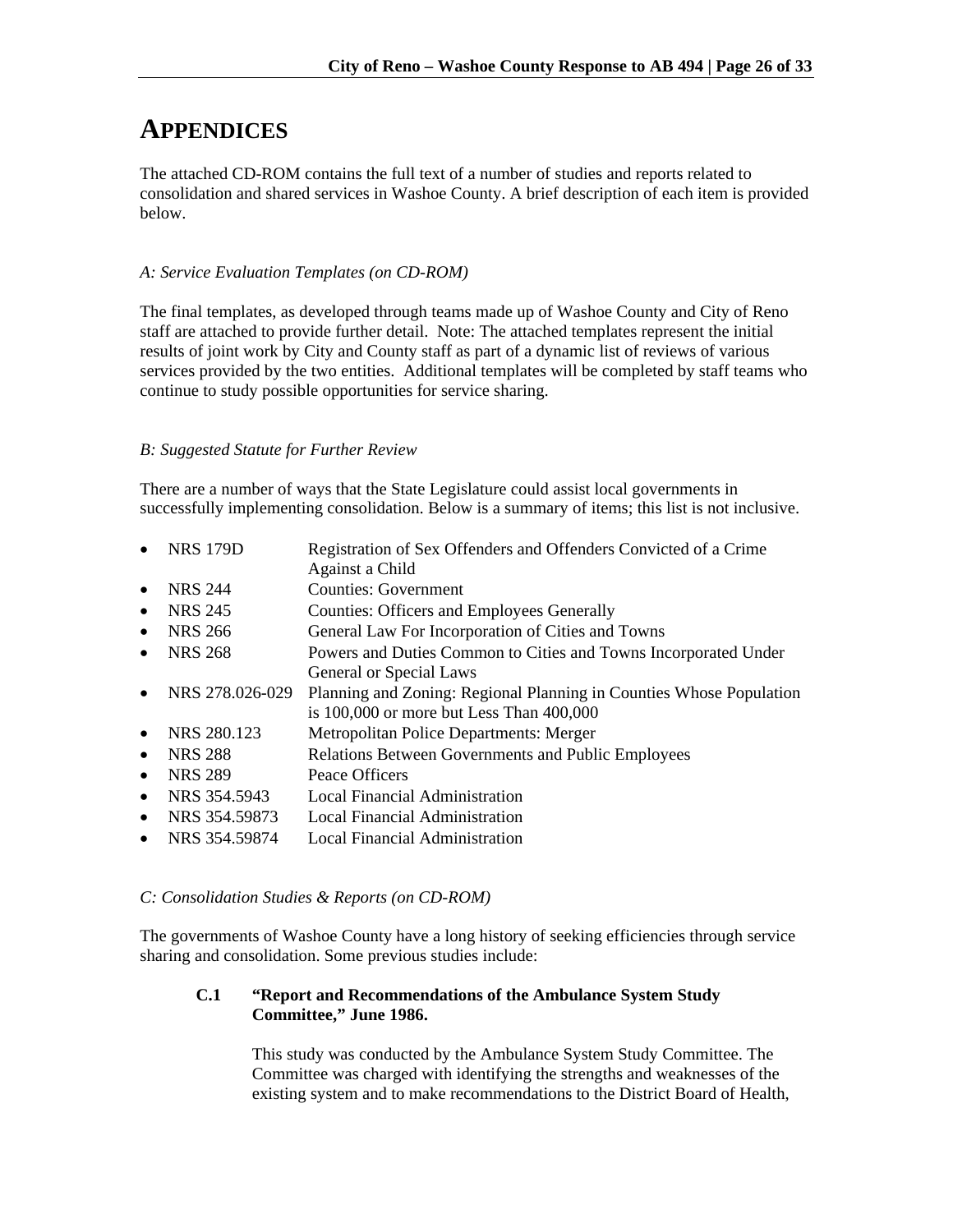# APPENDICES

The attached CD-ROM contains the full text of a number of studies and reports related to consolidation and shared services in Washoe County. A brief description of each item is provided below.

*A: Service Evaluation Templates (on CD-ROM)*

The final templates, as developed through teams made up of Washoe County and City of Reno staff are attached to provide further detail. Note: The attached templates represent the initial results of joint work by City and County staff as part of a dynamic list of reviews of various services provided by the two entities. Additional templates will be completed by staff teams who continue to study possible opportunities for service sharing.

*B: Suggested Statute for Further Review*

There are a number of ways that the State Legislature could assist local governments in successfully implementing consolidation. Below is a summary of items; this list is not inclusive.

- NRS 179D — Registration of Sex Offenders and Offenders Convicted of a Crime Against a Child
- NRS 244 — Counties: Government
- NRS 245 — Counties: Officers and Employees Generally
- NRS 266 — General Law For Incorporation of Cities and Towns
- NRS 268 — Powers and Duties Common to Cities and Towns Incorporated Under General or Special Laws
- NRS 278.026-029 — Planning and Zoning: Regional Planning in Counties Whose Population is 100,000 or more but Less Than 400,000
- NRS 280.123 — Metropolitan Police Departments: Merger
- NRS 288 — Relations Between Governments and Public Employees
- NRS 289 — Peace Officers
- NRS 354.5943 — Local Financial Administration
- NRS 354.59873 — Local Financial Administration
- NRS 354.59874 — Local Financial Administration

*C: Consolidation Studies & Reports (on CD-ROM)*

The governments of Washoe County have a long history of seeking efficiencies through service sharing and consolidation. Some previous studies include:

**C.1 "Report and Recommendations of the Ambulance System Study Committee," June 1986.**

This study was conducted by the Ambulance System Study Committee. The Committee was charged with identifying the strengths and weaknesses of the existing system and to make recommendations to the District Board of Health,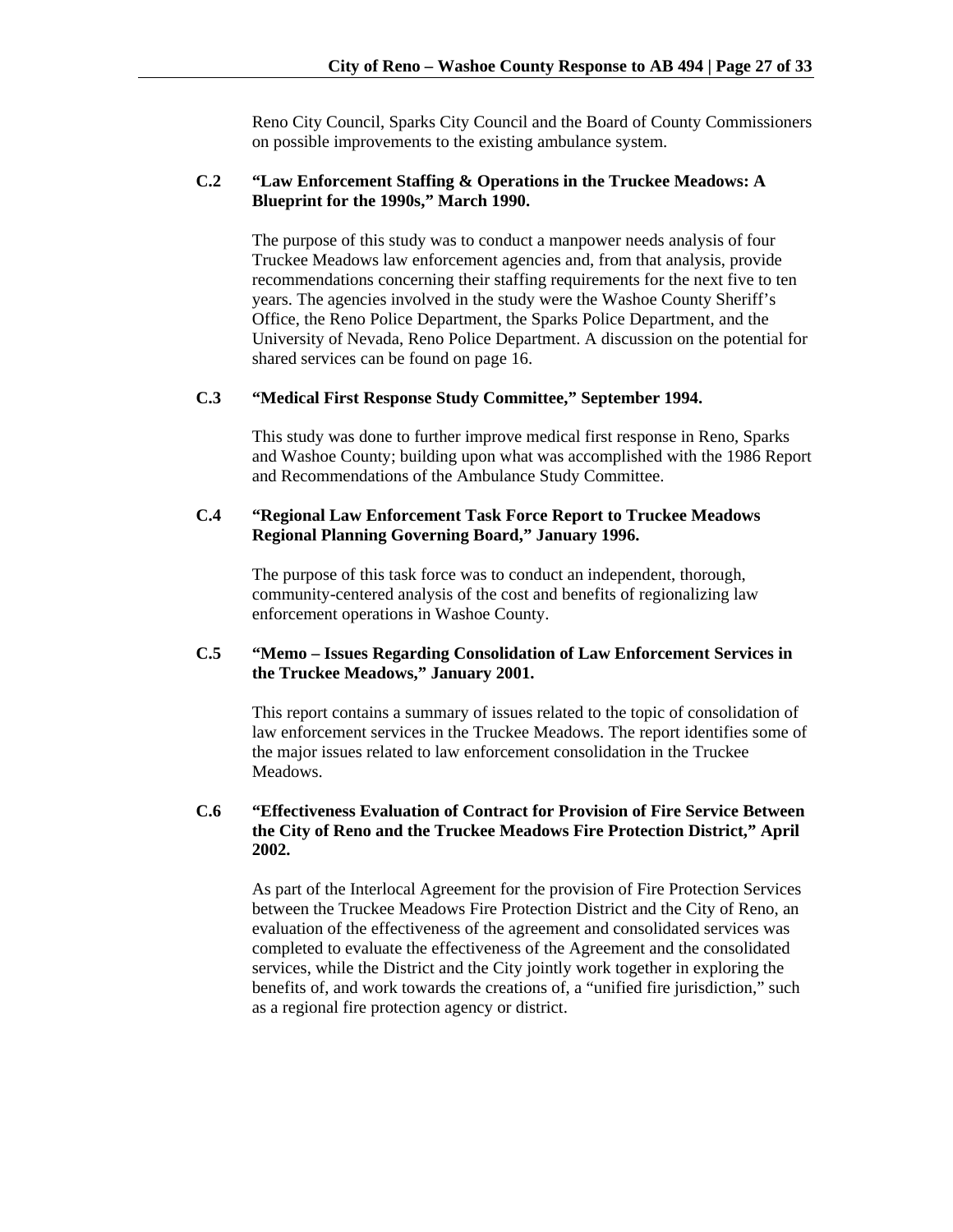Reno City Council, Sparks City Council and the Board of County Commissioners on possible improvements to the existing ambulance system.

**C.2 "Law Enforcement Staffing & Operations in the Truckee Meadows: A Blueprint for the 1990s," March 1990.**

The purpose of this study was to conduct a manpower needs analysis of four Truckee Meadows law enforcement agencies and, from that analysis, provide recommendations concerning their staffing requirements for the next five to ten years. The agencies involved in the study were the Washoe County Sheriff's Office, the Reno Police Department, the Sparks Police Department, and the University of Nevada, Reno Police Department. A discussion on the potential for shared services can be found on page 16.

**C.3 "Medical First Response Study Committee," September 1994.**

This study was done to further improve medical first response in Reno, Sparks and Washoe County; building upon what was accomplished with the 1986 Report and Recommendations of the Ambulance Study Committee.

**C.4 "Regional Law Enforcement Task Force Report to Truckee Meadows Regional Planning Governing Board," January 1996.**

The purpose of this task force was to conduct an independent, thorough, community-centered analysis of the cost and benefits of regionalizing law enforcement operations in Washoe County.

**C.5 "Memo – Issues Regarding Consolidation of Law Enforcement Services in the Truckee Meadows," January 2001.**

This report contains a summary of issues related to the topic of consolidation of law enforcement services in the Truckee Meadows. The report identifies some of the major issues related to law enforcement consolidation in the Truckee Meadows.

**C.6 "Effectiveness Evaluation of Contract for Provision of Fire Service Between the City of Reno and the Truckee Meadows Fire Protection District," April 2002.**

As part of the Interlocal Agreement for the provision of Fire Protection Services between the Truckee Meadows Fire Protection District and the City of Reno, an evaluation of the effectiveness of the agreement and consolidated services was completed to evaluate the effectiveness of the Agreement and the consolidated services, while the District and the City jointly work together in exploring the benefits of, and work towards the creations of, a "unified fire jurisdiction," such as a regional fire protection agency or district.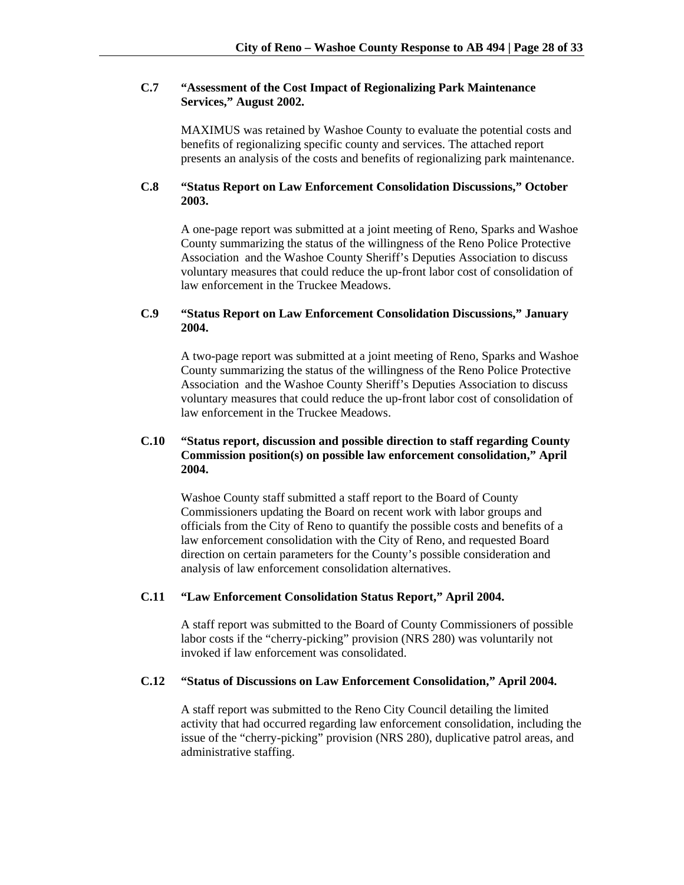### C.7 "Assessment of the Cost Impact of Regionalizing Park Maintenance Services," August 2002.

MAXIMUS was retained by Washoe County to evaluate the potential costs and benefits of regionalizing specific county and services. The attached report presents an analysis of the costs and benefits of regionalizing park maintenance.

### C.8 "Status Report on Law Enforcement Consolidation Discussions," October 2003.

A one-page report was submitted at a joint meeting of Reno, Sparks and Washoe County summarizing the status of the willingness of the Reno Police Protective Association and the Washoe County Sheriff's Deputies Association to discuss voluntary measures that could reduce the up-front labor cost of consolidation of law enforcement in the Truckee Meadows.

### C.9 "Status Report on Law Enforcement Consolidation Discussions," January 2004.

A two-page report was submitted at a joint meeting of Reno, Sparks and Washoe County summarizing the status of the willingness of the Reno Police Protective Association and the Washoe County Sheriff's Deputies Association to discuss voluntary measures that could reduce the up-front labor cost of consolidation of law enforcement in the Truckee Meadows.

### C.10 "Status report, discussion and possible direction to staff regarding County Commission position(s) on possible law enforcement consolidation," April 2004.

Washoe County staff submitted a staff report to the Board of County Commissioners updating the Board on recent work with labor groups and officials from the City of Reno to quantify the possible costs and benefits of a law enforcement consolidation with the City of Reno, and requested Board direction on certain parameters for the County's possible consideration and analysis of law enforcement consolidation alternatives.

### C.11 "Law Enforcement Consolidation Status Report," April 2004.

A staff report was submitted to the Board of County Commissioners of possible labor costs if the "cherry-picking" provision (NRS 280) was voluntarily not invoked if law enforcement was consolidated.

### C.12 "Status of Discussions on Law Enforcement Consolidation," April 2004.

A staff report was submitted to the Reno City Council detailing the limited activity that had occurred regarding law enforcement consolidation, including the issue of the "cherry-picking" provision (NRS 280), duplicative patrol areas, and administrative staffing.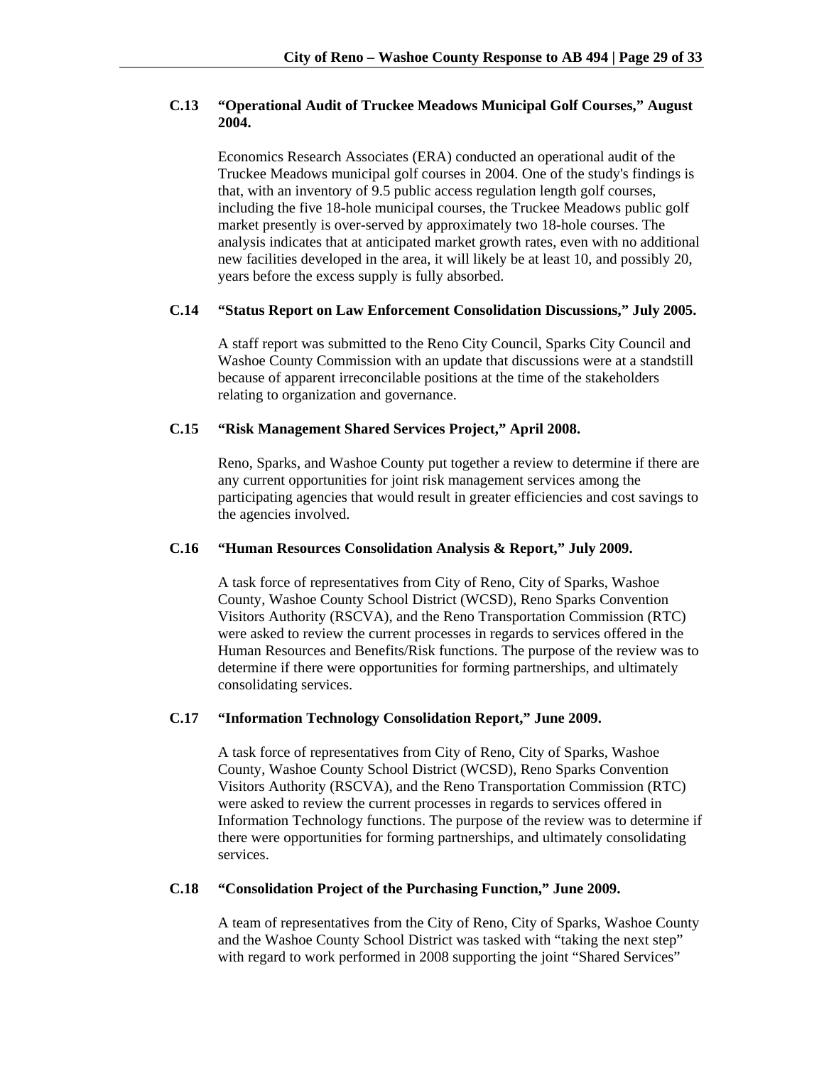### C.13 "Operational Audit of Truckee Meadows Municipal Golf Courses," August 2004.

Economics Research Associates (ERA) conducted an operational audit of the Truckee Meadows municipal golf courses in 2004. One of the study's findings is that, with an inventory of 9.5 public access regulation length golf courses, including the five 18-hole municipal courses, the Truckee Meadows public golf market presently is over-served by approximately two 18-hole courses. The analysis indicates that at anticipated market growth rates, even with no additional new facilities developed in the area, it will likely be at least 10, and possibly 20, years before the excess supply is fully absorbed.

### C.14 "Status Report on Law Enforcement Consolidation Discussions," July 2005.

A staff report was submitted to the Reno City Council, Sparks City Council and Washoe County Commission with an update that discussions were at a standstill because of apparent irreconcilable positions at the time of the stakeholders relating to organization and governance.

### C.15 "Risk Management Shared Services Project," April 2008.

Reno, Sparks, and Washoe County put together a review to determine if there are any current opportunities for joint risk management services among the participating agencies that would result in greater efficiencies and cost savings to the agencies involved.

### C.16 "Human Resources Consolidation Analysis & Report," July 2009.

A task force of representatives from City of Reno, City of Sparks, Washoe County, Washoe County School District (WCSD), Reno Sparks Convention Visitors Authority (RSCVA), and the Reno Transportation Commission (RTC) were asked to review the current processes in regards to services offered in the Human Resources and Benefits/Risk functions. The purpose of the review was to determine if there were opportunities for forming partnerships, and ultimately consolidating services.

### C.17 "Information Technology Consolidation Report," June 2009.

A task force of representatives from City of Reno, City of Sparks, Washoe County, Washoe County School District (WCSD), Reno Sparks Convention Visitors Authority (RSCVA), and the Reno Transportation Commission (RTC) were asked to review the current processes in regards to services offered in Information Technology functions. The purpose of the review was to determine if there were opportunities for forming partnerships, and ultimately consolidating services.

### C.18 "Consolidation Project of the Purchasing Function," June 2009.

A team of representatives from the City of Reno, City of Sparks, Washoe County and the Washoe County School District was tasked with "taking the next step" with regard to work performed in 2008 supporting the joint "Shared Services"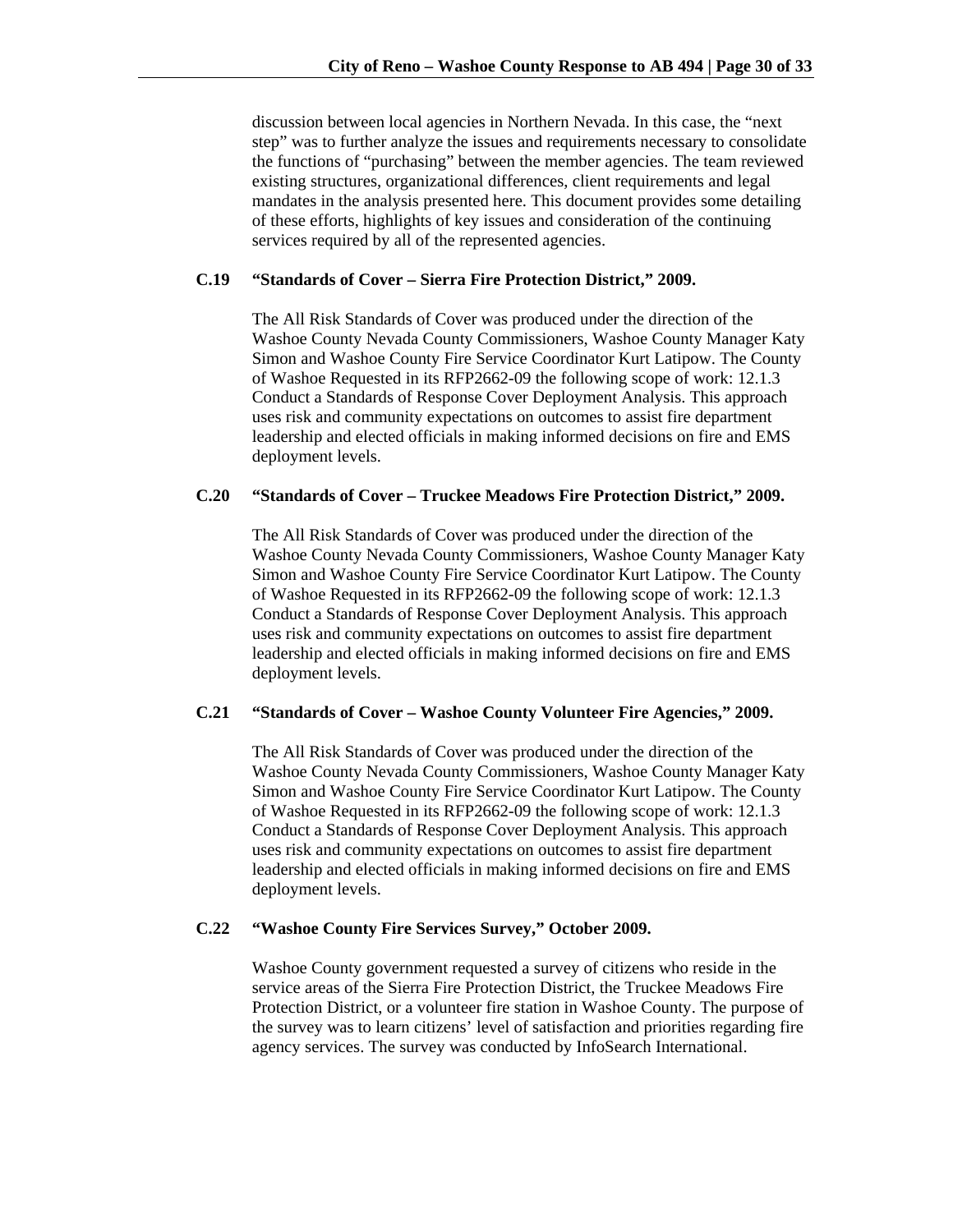discussion between local agencies in Northern Nevada. In this case, the "next step" was to further analyze the issues and requirements necessary to consolidate the functions of "purchasing" between the member agencies. The team reviewed existing structures, organizational differences, client requirements and legal mandates in the analysis presented here. This document provides some detailing of these efforts, highlights of key issues and consideration of the continuing services required by all of the represented agencies.

**C.19 "Standards of Cover – Sierra Fire Protection District," 2009.**

The All Risk Standards of Cover was produced under the direction of the Washoe County Nevada County Commissioners, Washoe County Manager Katy Simon and Washoe County Fire Service Coordinator Kurt Latipow. The County of Washoe Requested in its RFP2662-09 the following scope of work: 12.1.3 Conduct a Standards of Response Cover Deployment Analysis. This approach uses risk and community expectations on outcomes to assist fire department leadership and elected officials in making informed decisions on fire and EMS deployment levels.

**C.20 "Standards of Cover – Truckee Meadows Fire Protection District," 2009.**

The All Risk Standards of Cover was produced under the direction of the Washoe County Nevada County Commissioners, Washoe County Manager Katy Simon and Washoe County Fire Service Coordinator Kurt Latipow. The County of Washoe Requested in its RFP2662-09 the following scope of work: 12.1.3 Conduct a Standards of Response Cover Deployment Analysis. This approach uses risk and community expectations on outcomes to assist fire department leadership and elected officials in making informed decisions on fire and EMS deployment levels.

**C.21 "Standards of Cover – Washoe County Volunteer Fire Agencies," 2009.**

The All Risk Standards of Cover was produced under the direction of the Washoe County Nevada County Commissioners, Washoe County Manager Katy Simon and Washoe County Fire Service Coordinator Kurt Latipow. The County of Washoe Requested in its RFP2662-09 the following scope of work: 12.1.3 Conduct a Standards of Response Cover Deployment Analysis. This approach uses risk and community expectations on outcomes to assist fire department leadership and elected officials in making informed decisions on fire and EMS deployment levels.

**C.22 "Washoe County Fire Services Survey," October 2009.**

Washoe County government requested a survey of citizens who reside in the service areas of the Sierra Fire Protection District, the Truckee Meadows Fire Protection District, or a volunteer fire station in Washoe County. The purpose of the survey was to learn citizens' level of satisfaction and priorities regarding fire agency services. The survey was conducted by InfoSearch International.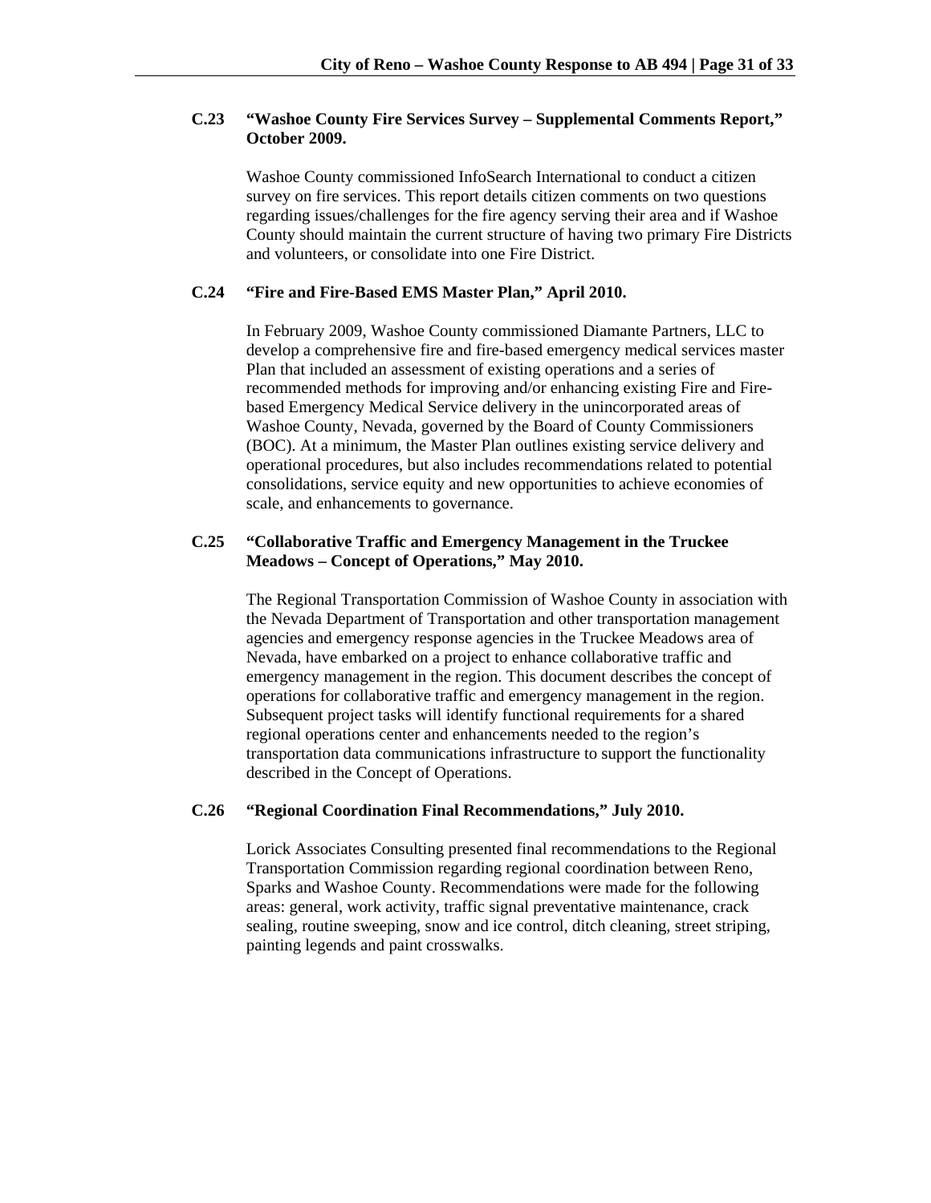**C.23 "Washoe County Fire Services Survey – Supplemental Comments Report," October 2009.**

Washoe County commissioned InfoSearch International to conduct a citizen survey on fire services. This report details citizen comments on two questions regarding issues/challenges for the fire agency serving their area and if Washoe County should maintain the current structure of having two primary Fire Districts and volunteers, or consolidate into one Fire District.

**C.24 "Fire and Fire-Based EMS Master Plan," April 2010.**

In February 2009, Washoe County commissioned Diamante Partners, LLC to develop a comprehensive fire and fire-based emergency medical services master Plan that included an assessment of existing operations and a series of recommended methods for improving and/or enhancing existing Fire and Fire-based Emergency Medical Service delivery in the unincorporated areas of Washoe County, Nevada, governed by the Board of County Commissioners (BOC). At a minimum, the Master Plan outlines existing service delivery and operational procedures, but also includes recommendations related to potential consolidations, service equity and new opportunities to achieve economies of scale, and enhancements to governance.

**C.25 "Collaborative Traffic and Emergency Management in the Truckee Meadows – Concept of Operations," May 2010.**

The Regional Transportation Commission of Washoe County in association with the Nevada Department of Transportation and other transportation management agencies and emergency response agencies in the Truckee Meadows area of Nevada, have embarked on a project to enhance collaborative traffic and emergency management in the region. This document describes the concept of operations for collaborative traffic and emergency management in the region. Subsequent project tasks will identify functional requirements for a shared regional operations center and enhancements needed to the region's transportation data communications infrastructure to support the functionality described in the Concept of Operations.

**C.26 "Regional Coordination Final Recommendations," July 2010.**

Lorick Associates Consulting presented final recommendations to the Regional Transportation Commission regarding regional coordination between Reno, Sparks and Washoe County. Recommendations were made for the following areas: general, work activity, traffic signal preventative maintenance, crack sealing, routine sweeping, snow and ice control, ditch cleaning, street striping, painting legends and paint crosswalks.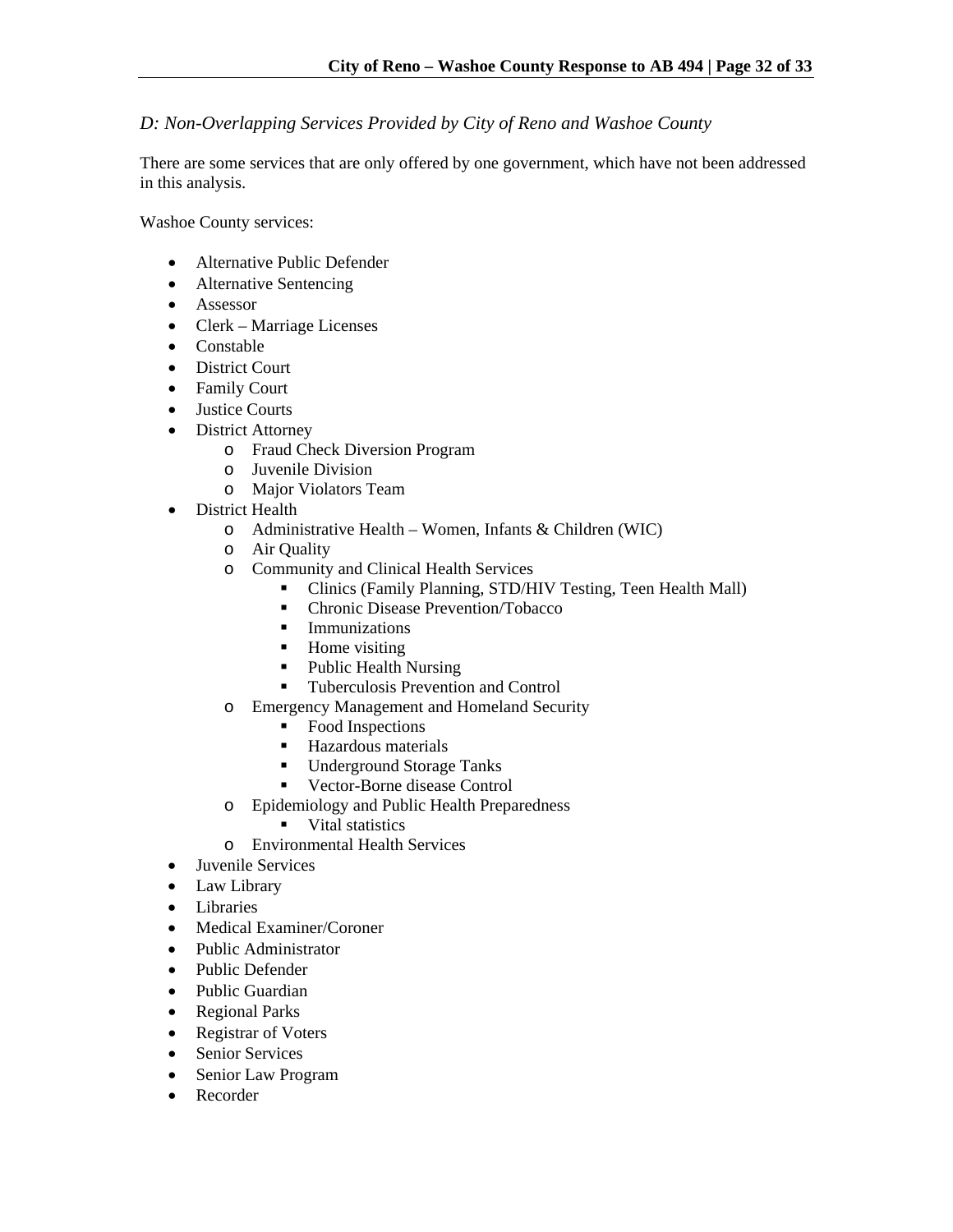*D: Non-Overlapping Services Provided by City of Reno and Washoe County*

There are some services that are only offered by one government, which have not been addressed in this analysis.

Washoe County services:

- Alternative Public Defender
- Alternative Sentencing
- Assessor
- Clerk – Marriage Licenses
- Constable
- District Court
- Family Court
- Justice Courts
- District Attorney
  - Fraud Check Diversion Program
  - Juvenile Division
  - Major Violators Team
- District Health
  - Administrative Health – Women, Infants & Children (WIC)
  - Air Quality
  - Community and Clinical Health Services
    - Clinics (Family Planning, STD/HIV Testing, Teen Health Mall)
    - Chronic Disease Prevention/Tobacco
    - Immunizations
    - Home visiting
    - Public Health Nursing
    - Tuberculosis Prevention and Control
  - Emergency Management and Homeland Security
    - Food Inspections
    - Hazardous materials
    - Underground Storage Tanks
    - Vector-Borne disease Control
  - Epidemiology and Public Health Preparedness
    - Vital statistics
  - Environmental Health Services
- Juvenile Services
- Law Library
- Libraries
- Medical Examiner/Coroner
- Public Administrator
- Public Defender
- Public Guardian
- Regional Parks
- Registrar of Voters
- Senior Services
- Senior Law Program
- Recorder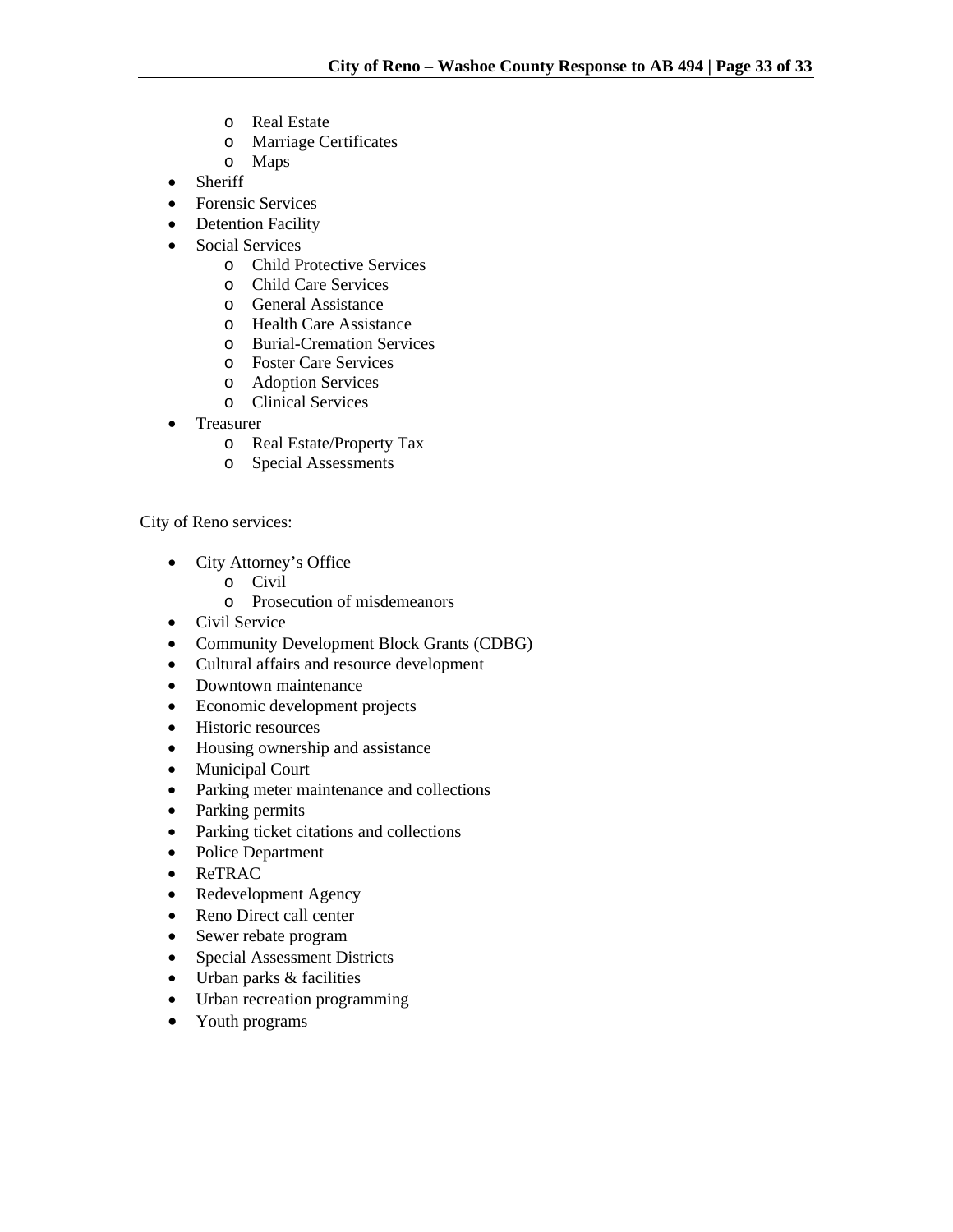- Real Estate
    - Marriage Certificates
    - Maps
- Sheriff
- Forensic Services
- Detention Facility
- Social Services
    - Child Protective Services
    - Child Care Services
    - General Assistance
    - Health Care Assistance
    - Burial-Cremation Services
    - Foster Care Services
    - Adoption Services
    - Clinical Services
- Treasurer
    - Real Estate/Property Tax
    - Special Assessments

City of Reno services:

- City Attorney's Office
    - Civil
    - Prosecution of misdemeanors
- Civil Service
- Community Development Block Grants (CDBG)
- Cultural affairs and resource development
- Downtown maintenance
- Economic development projects
- Historic resources
- Housing ownership and assistance
- Municipal Court
- Parking meter maintenance and collections
- Parking permits
- Parking ticket citations and collections
- Police Department
- ReTRAC
- Redevelopment Agency
- Reno Direct call center
- Sewer rebate program
- Special Assessment Districts
- Urban parks & facilities
- Urban recreation programming
- Youth programs